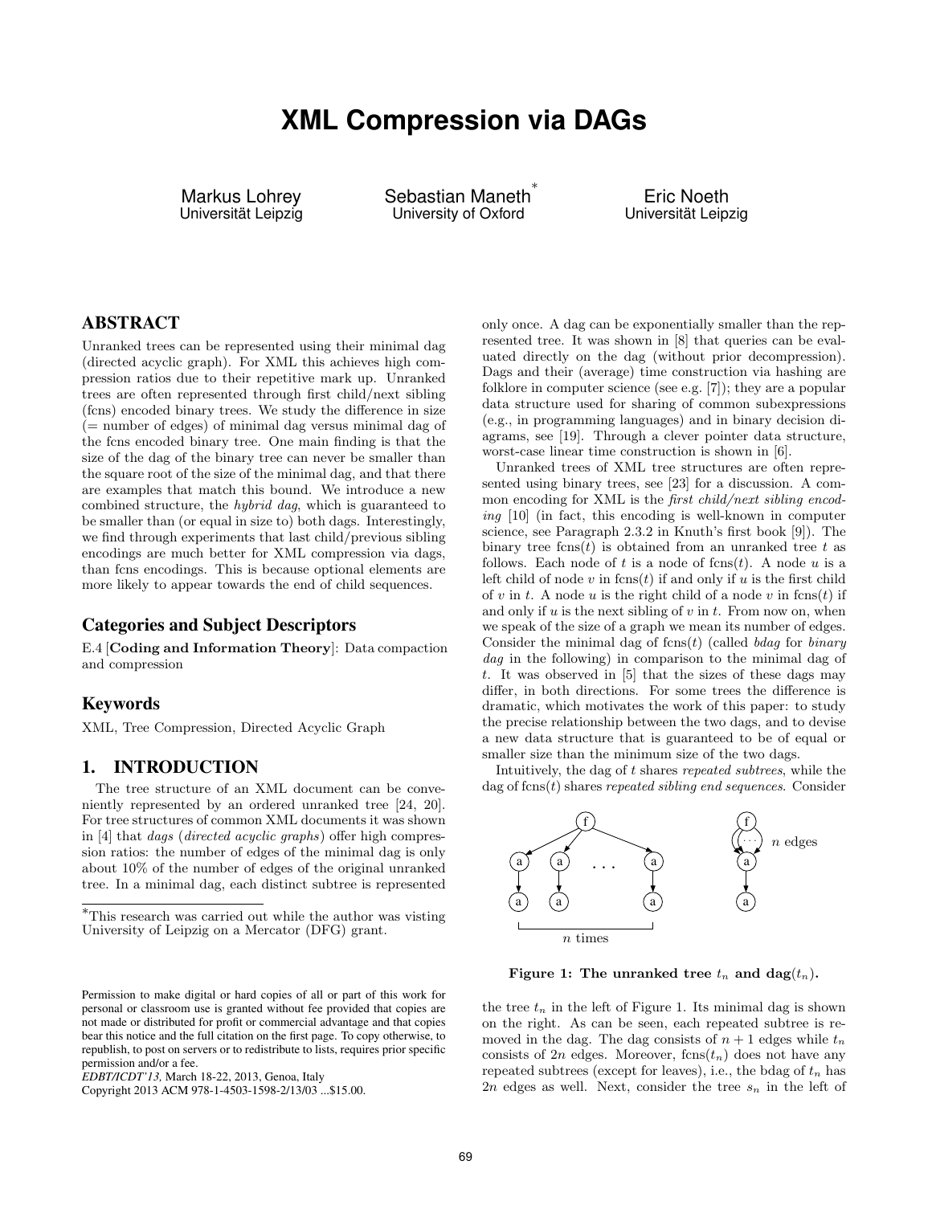# XML Compression via DAGs

Markus Lohrey
Universität Leipzig

Sebastian Maneth[*]
University of Oxford

Eric Noeth
Universität Leipzig

## ABSTRACT

Unranked trees can be represented using their minimal dag (directed acyclic graph). For XML this achieves high compression ratios due to their repetitive mark up. Unranked trees are often represented through first child/next sibling (fcns) encoded binary trees. We study the difference in size (= number of edges) of minimal dag versus minimal dag of the fcns encoded binary tree. One main finding is that the size of the dag of the binary tree can never be smaller than the square root of the size of the minimal dag, and that there are examples that match this bound. We introduce a new combined structure, the *hybrid dag*, which is guaranteed to be smaller than (or equal in size to) both dags. Interestingly, we find through experiments that last child/previous sibling encodings are much better for XML compression via dags, than fcns encodings. This is because optional elements are more likely to appear towards the end of child sequences.

## Categories and Subject Descriptors

E.4 [**Coding and Information Theory**]: Data compaction and compression

## Keywords

XML, Tree Compression, Directed Acyclic Graph

## 1. INTRODUCTION

The tree structure of an XML document can be conveniently represented by an ordered unranked tree [24, 20]. For tree structures of common XML documents it was shown in [4] that *dags* (*directed acyclic graphs*) offer high compression ratios: the number of edges of the minimal dag is only about 10% of the number of edges of the original unranked tree. In a minimal dag, each distinct subtree is represented only once. A dag can be exponentially smaller than the represented tree. It was shown in [8] that queries can be evaluated directly on the dag (without prior decompression). Dags and their (average) time construction via hashing are folklore in computer science (see e.g. [7]); they are a popular data structure used for sharing of common subexpressions (e.g., in programming languages) and in binary decision diagrams, see [19]. Through a clever pointer data structure, worst-case linear time construction is shown in [6].

Unranked trees of XML tree structures are often represented using binary trees, see [23] for a discussion. A common encoding for XML is the *first child/next sibling encoding* [10] (in fact, this encoding is well-known in computer science, see Paragraph 2.3.2 in Knuth's first book [9]). The binary tree fcns($t$) is obtained from an unranked tree $t$ as follows. Each node of $t$ is a node of fcns($t$). A node $u$ is a left child of node $v$ in fcns($t$) if and only if $u$ is the first child of $v$ in $t$. A node $u$ is the right child of a node $v$ in fcns($t$) if and only if $u$ is the next sibling of $v$ in $t$. From now on, when we speak of the size of a graph we mean its number of edges. Consider the minimal dag of fcns($t$) (called *bdag* for *binary dag* in the following) in comparison to the minimal dag of $t$. It was observed in [5] that the sizes of these dags may differ, in both directions. For some trees the difference is dramatic, which motivates the work of this paper: to study the precise relationship between the two dags, and to devise a new data structure that is guaranteed to be of equal or smaller size than the minimum size of the two dags.

Intuitively, the dag of $t$ shares *repeated subtrees*, while the dag of fcns($t$) shares *repeated sibling end sequences*. Consider

**Figure 1: The unranked tree $t_n$ and dag($t_n$).**

the tree $t_n$ in the left of Figure 1. Its minimal dag is shown on the right. As can be seen, each repeated subtree is removed in the dag. The dag consists of $n + 1$ edges while $t_n$ consists of $2n$ edges. Moreover, fcns($t_n$) does not have any repeated subtrees (except for leaves), i.e., the bdag of $t_n$ has $2n$ edges as well. Next, consider the tree $s_n$ in the left of

[*]This research was carried out while the author was visting University of Leipzig on a Mercator (DFG) grant.

Permission to make digital or hard copies of all or part of this work for personal or classroom use is granted without fee provided that copies are not made or distributed for profit or commercial advantage and that copies bear this notice and the full citation on the first page. To copy otherwise, to republish, to post on servers or to redistribute to lists, requires prior specific permission and/or a fee.
*EDBT/ICDT'13*, March 18-22, 2013, Genoa, Italy
Copyright 2013 ACM 978-1-4503-1598-2/13/03 ...$15.00.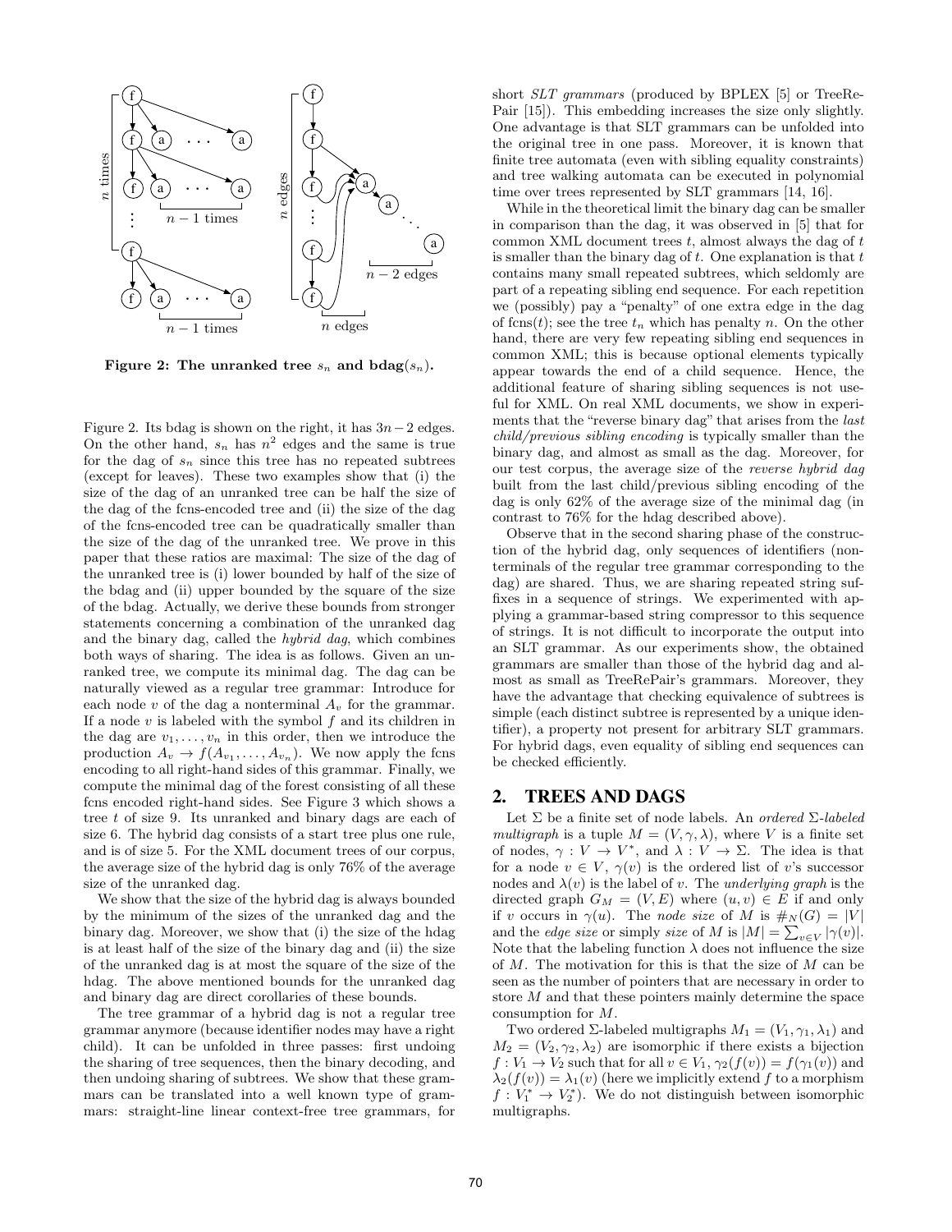**Figure 2: The unranked tree $s_n$ and $\text{bdag}(s_n)$.**

Figure 2. Its bdag is shown on the right, it has $3n-2$ edges. On the other hand, $s_n$ has $n^2$ edges and the same is true for the dag of $s_n$ since this tree has no repeated subtrees (except for leaves). These two examples show that (i) the size of the dag of an unranked tree can be half the size of the dag of the fcns-encoded tree and (ii) the size of the dag of the fcns-encoded tree can be quadratically smaller than the size of the dag of the unranked tree. We prove in this paper that these ratios are maximal: The size of the dag of the unranked tree is (i) lower bounded by half of the size of the bdag and (ii) upper bounded by the square of the size of the bdag. Actually, we derive these bounds from stronger statements concerning a combination of the unranked dag and the binary dag, called the *hybrid dag*, which combines both ways of sharing. The idea is as follows. Given an unranked tree, we compute its minimal dag. The dag can be naturally viewed as a regular tree grammar: Introduce for each node $v$ of the dag a nonterminal $A_v$ for the grammar. If a node $v$ is labeled with the symbol $f$ and its children in the dag are $v_1, \ldots, v_n$ in this order, then we introduce the production $A_v \to f(A_{v_1}, \ldots, A_{v_n})$. We now apply the fcns encoding to all right-hand sides of this grammar. Finally, we compute the minimal dag of the forest consisting of all these fcns encoded right-hand sides. See Figure 3 which shows a tree $t$ of size 9. Its unranked and binary dags are each of size 6. The hybrid dag consists of a start tree plus one rule, and is of size 5. For the XML document trees of our corpus, the average size of the hybrid dag is only 76% of the average size of the unranked dag.

We show that the size of the hybrid dag is always bounded by the minimum of the sizes of the unranked dag and the binary dag. Moreover, we show that (i) the size of the hdag is at least half of the size of the binary dag and (ii) the size of the unranked dag is at most the square of the size of the hdag. The above mentioned bounds for the unranked dag and binary dag are direct corollaries of these bounds.

The tree grammar of a hybrid dag is not a regular tree grammar anymore (because identifier nodes may have a right child). It can be unfolded in three passes: first undoing the sharing of tree sequences, then the binary decoding, and then undoing sharing of subtrees. We show that these grammars can be translated into a well known type of grammars: straight-line linear context-free tree grammars, for short *SLT grammars* (produced by BPLEX [5] or TreeRePair [15]). This embedding increases the size only slightly. One advantage is that SLT grammars can be unfolded into the original tree in one pass. Moreover, it is known that finite tree automata (even with sibling equality constraints) and tree walking automata can be executed in polynomial time over trees represented by SLT grammars [14, 16].

While in the theoretical limit the binary dag can be smaller in comparison than the dag, it was observed in [5] that for common XML document trees $t$, almost always the dag of $t$ is smaller than the binary dag of $t$. One explanation is that $t$ contains many small repeated subtrees, which seldomly are part of a repeating sibling end sequence. For each repetition we (possibly) pay a "penalty" of one extra edge in the dag of fcns$(t)$; see the tree $t_n$ which has penalty $n$. On the other hand, there are very few repeating sibling end sequences in common XML; this is because optional elements typically appear towards the end of a child sequence. Hence, the additional feature of sharing sibling sequences is not useful for XML. On real XML documents, we show in experiments that the "reverse binary dag" that arises from the *last child/previous sibling encoding* is typically smaller than the binary dag, and almost as small as the dag. Moreover, for our test corpus, the average size of the *reverse hybrid dag* built from the last child/previous sibling encoding of the dag is only 62% of the average size of the minimal dag (in contrast to 76% for the hdag described above).

Observe that in the second sharing phase of the construction of the hybrid dag, only sequences of identifiers (nonterminals of the regular tree grammar corresponding to the dag) are shared. Thus, we are sharing repeated string suffixes in a sequence of strings. We experimented with applying a grammar-based string compressor to this sequence of strings. It is not difficult to incorporate the output into an SLT grammar. As our experiments show, the obtained grammars are smaller than those of the hybrid dag and almost as small as TreeRePair's grammars. Moreover, they have the advantage that checking equivalence of subtrees is simple (each distinct subtree is represented by a unique identifier), a property not present for arbitrary SLT grammars. For hybrid dags, even equality of sibling end sequences can be checked efficiently.

## 2. TREES AND DAGS

Let $\Sigma$ be a finite set of node labels. An *ordered $\Sigma$-labeled multigraph* is a tuple $M = (V, \gamma, \lambda)$, where $V$ is a finite set of nodes, $\gamma : V \to V^*$, and $\lambda : V \to \Sigma$. The idea is that for a node $v \in V$, $\gamma(v)$ is the ordered list of $v$'s successor nodes and $\lambda(v)$ is the label of $v$. The *underlying graph* is the directed graph $G_M = (V, E)$ where $(u, v) \in E$ if and only if $v$ occurs in $\gamma(u)$. The *node size* of $M$ is $\#_N(G) = |V|$ and the *edge size* or simply *size* of $M$ is $|M| = \sum_{v \in V} |\gamma(v)|$. Note that the labeling function $\lambda$ does not influence the size of $M$. The motivation for this is that the size of $M$ can be seen as the number of pointers that are necessary in order to store $M$ and that these pointers mainly determine the space consumption for $M$.

Two ordered $\Sigma$-labeled multigraphs $M_1 = (V_1, \gamma_1, \lambda_1)$ and $M_2 = (V_2, \gamma_2, \lambda_2)$ are isomorphic if there exists a bijection $f : V_1 \to V_2$ such that for all $v \in V_1$, $\gamma_2(f(v)) = f(\gamma_1(v))$ and $\lambda_2(f(v)) = \lambda_1(v)$ (here we implicitly extend $f$ to a morphism $f : V_1^* \to V_2^*$). We do not distinguish between isomorphic multigraphs.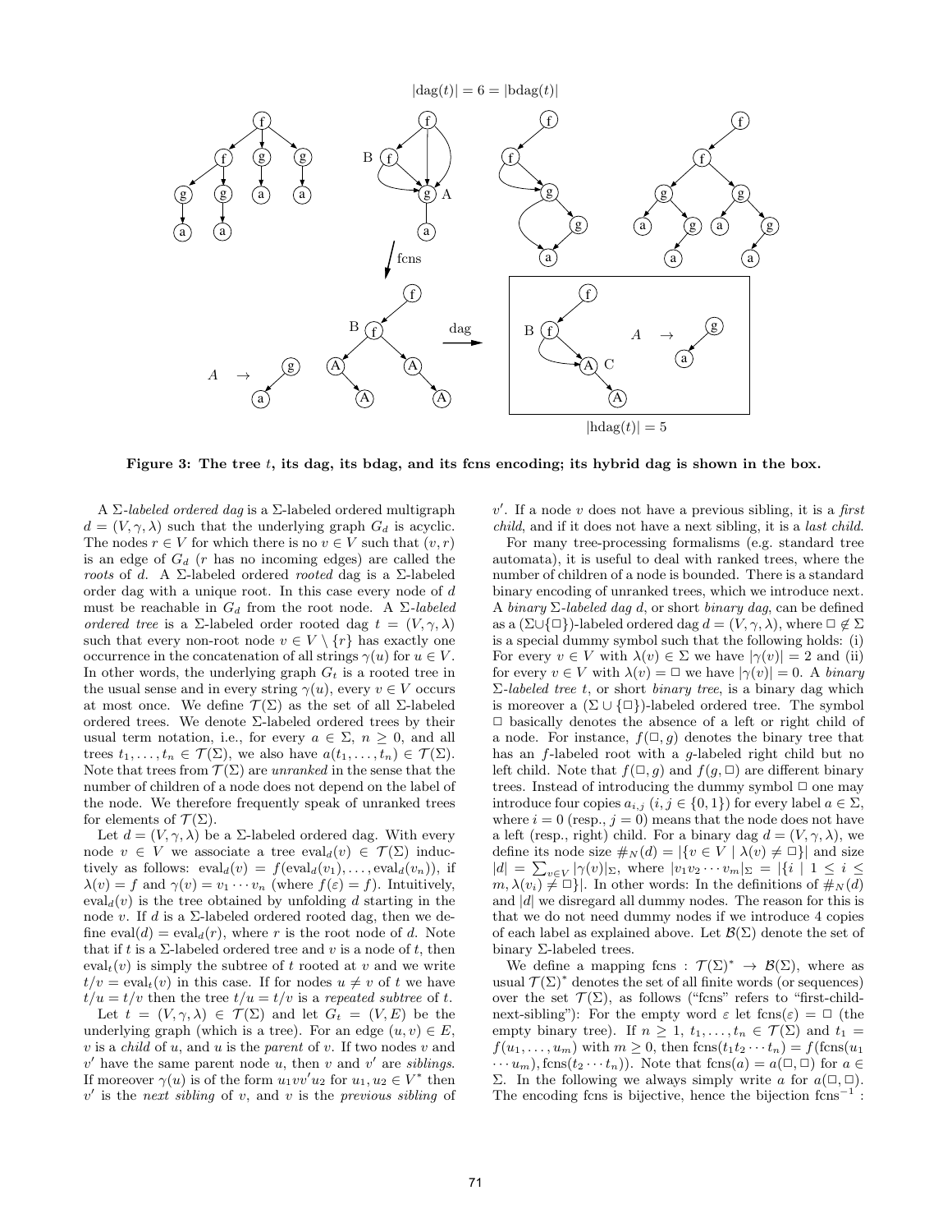$|\text{dag}(t)| = 6 = |\text{bdag}(t)|$

$|\text{hdag}(t)| = 5$

**Figure 3: The tree $t$, its dag, its bdag, and its fcns encoding; its hybrid dag is shown in the box.**

A $\Sigma$-*labeled ordered dag* is a $\Sigma$-labeled ordered multigraph $d = (V, \gamma, \lambda)$ such that the underlying graph $G_d$ is acyclic. The nodes $r \in V$ for which there is no $v \in V$ such that $(v, r)$ is an edge of $G_d$ ($r$ has no incoming edges) are called the *roots* of $d$. A $\Sigma$-labeled ordered *rooted* dag is a $\Sigma$-labeled order dag with a unique root. In this case every node of $d$ must be reachable in $G_d$ from the root node. A $\Sigma$-*labeled ordered tree* is a $\Sigma$-labeled order rooted dag $t = (V, \gamma, \lambda)$ such that every non-root node $v \in V \setminus \{r\}$ has exactly one occurrence in the concatenation of all strings $\gamma(u)$ for $u \in V$. In other words, the underlying graph $G_t$ is a rooted tree in the usual sense and in every string $\gamma(u)$, every $v \in V$ occurs at most once. We define $\mathcal{T}(\Sigma)$ as the set of all $\Sigma$-labeled ordered trees. We denote $\Sigma$-labeled ordered trees by their usual term notation, i.e., for every $a \in \Sigma$, $n \geq 0$, and all trees $t_1, \ldots, t_n \in \mathcal{T}(\Sigma)$, we also have $a(t_1, \ldots, t_n) \in \mathcal{T}(\Sigma)$. Note that trees from $\mathcal{T}(\Sigma)$ are *unranked* in the sense that the number of children of a node does not depend on the label of the node. We therefore frequently speak of unranked trees for elements of $\mathcal{T}(\Sigma)$.

Let $d = (V, \gamma, \lambda)$ be a $\Sigma$-labeled ordered dag. With every node $v \in V$ we associate a tree $\text{eval}_d(v) \in \mathcal{T}(\Sigma)$ inductively as follows: $\text{eval}_d(v) = f(\text{eval}_d(v_1), \ldots, \text{eval}_d(v_n))$, if $\lambda(v) = f$ and $\gamma(v) = v_1 \cdots v_n$ (where $f(\varepsilon) = f$). Intuitively, $\text{eval}_d(v)$ is the tree obtained by unfolding $d$ starting in the node $v$. If $d$ is a $\Sigma$-labeled ordered rooted dag, then we define $\text{eval}(d) = \text{eval}_d(r)$, where $r$ is the root node of $d$. Note that if $t$ is a $\Sigma$-labeled ordered tree and $v$ is a node of $t$, then $\text{eval}_t(v)$ is simply the subtree of $t$ rooted at $v$ and we write $t/v = \text{eval}_t(v)$ in this case. If for nodes $u \neq v$ of $t$ we have $t/u = t/v$ then the tree $t/u = t/v$ is a *repeated subtree* of $t$.

Let $t = (V, \gamma, \lambda) \in \mathcal{T}(\Sigma)$ and let $G_t = (V, E)$ be the underlying graph (which is a tree). For an edge $(u, v) \in E$, $v$ is a *child* of $u$, and $u$ is the *parent* of $v$. If two nodes $v$ and $v'$ have the same parent node $u$, then $v$ and $v'$ are *siblings*. If moreover $\gamma(u)$ is of the form $u_1 v v' u_2$ for $u_1, u_2 \in V^*$ then $v'$ is the *next sibling* of $v$, and $v$ is the *previous sibling* of $v'$. If a node $v$ does not have a previous sibling, it is a *first child*, and if it does not have a next sibling, it is a *last child*.

For many tree-processing formalisms (e.g. standard tree automata), it is useful to deal with ranked trees, where the number of children of a node is bounded. There is a standard binary encoding of unranked trees, which we introduce next. A *binary $\Sigma$-labeled dag $d$*, or short *binary dag*, can be defined as a $(\Sigma \cup \{\Box\})$-labeled ordered dag $d = (V, \gamma, \lambda)$, where $\Box \notin \Sigma$ is a special dummy symbol such that the following holds: (i) For every $v \in V$ with $\lambda(v) \in \Sigma$ we have $|\gamma(v)| = 2$ and (ii) for every $v \in V$ with $\lambda(v) = \Box$ we have $|\gamma(v)| = 0$. A *binary $\Sigma$-labeled tree $t$*, or short *binary tree*, is a binary dag which is moreover a $(\Sigma \cup \{\Box\})$-labeled ordered tree. The symbol $\Box$ basically denotes the absence of a left or right child of a node. For instance, $f(\Box, g)$ denotes the binary tree that has an $f$-labeled root with a $g$-labeled right child but no left child. Note that $f(\Box, g)$ and $f(g, \Box)$ are different binary trees. Instead of introducing the dummy symbol $\Box$ one may introduce four copies $a_{i,j}$ ($i, j \in \{0, 1\}$) for every label $a \in \Sigma$, where $i = 0$ (resp., $j = 0$) means that the node does not have a left (resp., right) child. For a binary dag $d = (V, \gamma, \lambda)$, we define its node size $\#_N(d) = |\{v \in V \mid \lambda(v) \neq \Box\}|$ and size $|d| = \sum_{v \in V} |\gamma(v)|_\Sigma$, where $|v_1 v_2 \cdots v_m|_\Sigma = |\{i \mid 1 \leq i \leq m, \lambda(v_i) \neq \Box\}|$. In other words: In the definitions of $\#_N(d)$ and $|d|$ we disregard all dummy nodes. The reason for this is that we do not need dummy nodes if we introduce 4 copies of each label as explained above. Let $\mathcal{B}(\Sigma)$ denote the set of binary $\Sigma$-labeled trees.

We define a mapping $\text{fcns} : \mathcal{T}(\Sigma)^* \to \mathcal{B}(\Sigma)$, where as usual $\mathcal{T}(\Sigma)^*$ denotes the set of all finite words (or sequences) over the set $\mathcal{T}(\Sigma)$, as follows ("fcns" refers to "first-child-next-sibling"): For the empty word $\varepsilon$ let $\text{fcns}(\varepsilon) = \Box$ (the empty binary tree). If $n \geq 1$, $t_1, \ldots, t_n \in \mathcal{T}(\Sigma)$ and $t_1 = f(u_1, \ldots, u_m)$ with $m \geq 0$, then $\text{fcns}(t_1 t_2 \cdots t_n) = f(\text{fcns}(u_1 \cdots u_m), \text{fcns}(t_2 \cdots t_n))$. Note that $\text{fcns}(a) = a(\Box, \Box)$ for $a \in \Sigma$. In the following we always simply write $a$ for $a(\Box, \Box)$. The encoding fcns is bijective, hence the bijection $\text{fcns}^{-1}$ :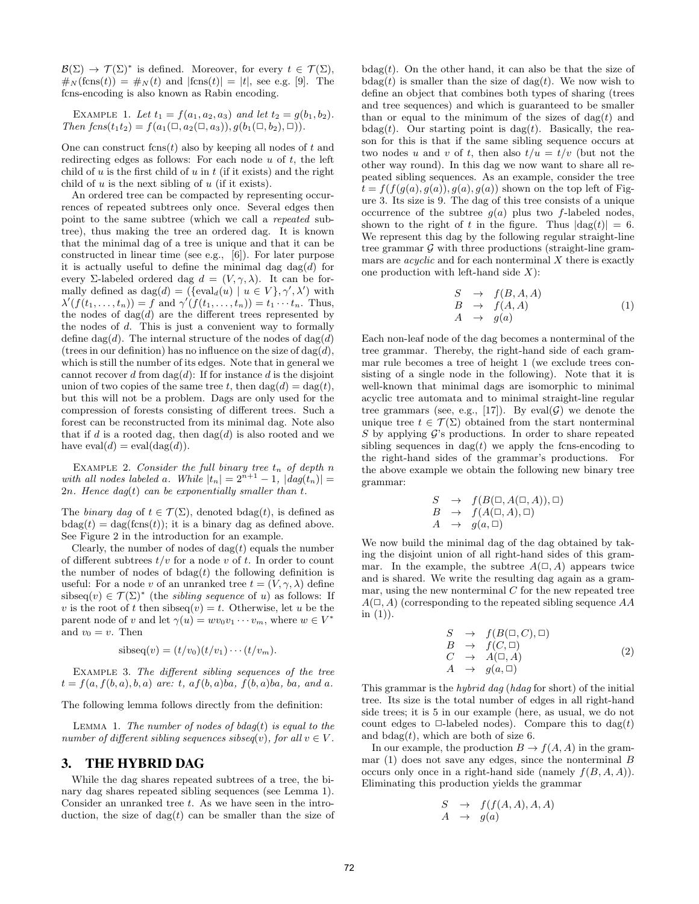$\mathcal{B}(\Sigma) \to \mathcal{T}(\Sigma)^*$ is defined. Moreover, for every $t \in \mathcal{T}(\Sigma)$, $\#_N(\text{fcns}(t)) = \#_N(t)$ and $|\text{fcns}(t)| = |t|$, see e.g. [9]. The fcns-encoding is also known as Rabin encoding.

Example 1. *Let $t_1 = f(a_1, a_2, a_3)$ and let $t_2 = g(b_1, b_2)$. Then $fcns(t_1 t_2) = f(a_1(\square, a_2(\square, a_3)), g(b_1(\square, b_2), \square))$.*

One can construct fcns$(t)$ also by keeping all nodes of $t$ and redirecting edges as follows: For each node $u$ of $t$, the left child of $u$ is the first child of $u$ in $t$ (if it exists) and the right child of $u$ is the next sibling of $u$ (if it exists).

An ordered tree can be compacted by representing occurrences of repeated subtrees only once. Several edges then point to the same subtree (which we call a *repeated* subtree), thus making the tree an ordered dag. It is known that the minimal dag of a tree is unique and that it can be constructed in linear time (see e.g., [6]). For later purpose it is actually useful to define the minimal dag dag$(d)$ for every $\Sigma$-labeled ordered dag $d = (V, \gamma, \lambda)$. It can be formally defined as $\text{dag}(d) = (\{\text{eval}_d(u) \mid u \in V\}, \gamma', \lambda')$ with $\lambda'(f(t_1, \ldots, t_n)) = f$ and $\gamma'(f(t_1, \ldots, t_n)) = t_1 \cdots t_n$. Thus, the nodes of dag$(d)$ are the different trees represented by the nodes of $d$. This is just a convenient way to formally define dag$(d)$. The internal structure of the nodes of dag$(d)$ (trees in our definition) has no influence on the size of dag$(d)$, which is still the number of its edges. Note that in general we cannot recover $d$ from dag$(d)$: If for instance $d$ is the disjoint union of two copies of the same tree $t$, then dag$(d)$ = dag$(t)$, but this will not be a problem. Dags are only used for the compression of forests consisting of different trees. Such a forest can be reconstructed from its minimal dag. Note also that if $d$ is a rooted dag, then dag$(d)$ is also rooted and we have eval$(d)$ = eval(dag$(d)$).

Example 2. *Consider the full binary tree $t_n$ of depth $n$ with all nodes labeled a. While $|t_n| = 2^{n+1} - 1$, $|dag(t_n)| = 2n$. Hence dag$(t)$ can be exponentially smaller than $t$.*

The *binary dag* of $t \in \mathcal{T}(\Sigma)$, denoted bdag$(t)$, is defined as bdag$(t)$ = dag(fcns$(t)$); it is a binary dag as defined above. See Figure 2 in the introduction for an example.

Clearly, the number of nodes of dag$(t)$ equals the number of different subtrees $t/v$ for a node $v$ of $t$. In order to count the number of nodes of bdag$(t)$ the following definition is useful: For a node $v$ of an unranked tree $t = (V, \gamma, \lambda)$ define $\text{sibseq}(v) \in \mathcal{T}(\Sigma)^*$ (the *sibling sequence* of $u$) as follows: If $v$ is the root of $t$ then sibseq$(v) = t$. Otherwise, let $u$ be the parent node of $v$ and let $\gamma(u) = wv_0v_1 \cdots v_m$, where $w \in V^*$ and $v_0 = v$. Then

$$\text{sibseq}(v) = (t/v_0)(t/v_1) \cdots (t/v_m).$$

Example 3. *The different sibling sequences of the tree $t = f(a, f(b, a), b, a)$ are: $t$, $af(b, a)ba$, $f(b, a)ba$, $ba$, and $a$.*

The following lemma follows directly from the definition:

Lemma 1. *The number of nodes of bdag$(t)$ is equal to the number of different sibling sequences sibseq$(v)$, for all $v \in V$.*

## 3. THE HYBRID DAG

While the dag shares repeated subtrees of a tree, the binary dag shares repeated sibling sequences (see Lemma 1). Consider an unranked tree $t$. As we have seen in the introduction, the size of dag$(t)$ can be smaller than the size of bdag$(t)$. On the other hand, it can also be that the size of bdag$(t)$ is smaller than the size of dag$(t)$. We now wish to define an object that combines both types of sharing (trees and tree sequences) and which is guaranteed to be smaller than or equal to the minimum of the sizes of dag$(t)$ and bdag$(t)$. Our starting point is dag$(t)$. Basically, the reason for this is that if the same sibling sequence occurs at two nodes $u$ and $v$ of $t$, then also $t/u = t/v$ (but not the other way round). In this dag we now want to share all repeated sibling sequences. As an example, consider the tree $t = f(f(g(a), g(a)), g(a), g(a))$ shown on the top left of Figure 3. Its size is 9. The dag of this tree consists of a unique occurrence of the subtree $g(a)$ plus two $f$-labeled nodes, shown to the right of $t$ in the figure. Thus $|\text{dag}(t)| = 6$. We represent this dag by the following regular straight-line tree grammar $\mathcal{G}$ with three productions (straight-line grammars are *acyclic* and for each nonterminal $X$ there is exactly one production with left-hand side $X$):

$$\begin{array}{lcl} S & \to & f(B, A, A) \\ B & \to & f(A, A) \\ A & \to & g(a) \end{array} \tag{1}$$

Each non-leaf node of the dag becomes a nonterminal of the tree grammar. Thereby, the right-hand side of each grammar rule becomes a tree of height 1 (we exclude trees consisting of a single node in the following). Note that it is well-known that minimal dags are isomorphic to minimal acyclic tree automata and to minimal straight-line regular tree grammars (see, e.g., [17]). By eval$(\mathcal{G})$ we denote the unique tree $t \in \mathcal{T}(\Sigma)$ obtained from the start nonterminal $S$ by applying $\mathcal{G}$'s productions. In order to share repeated sibling sequences in dag$(t)$ we apply the fcns-encoding to the right-hand sides of the grammar's productions. For the above example we obtain the following new binary tree grammar:

$$\begin{array}{lcl} S & \to & f(B(\square, A(\square, A)), \square) \\ B & \to & f(A(\square, A), \square) \\ A & \to & g(a, \square) \end{array}$$

We now build the minimal dag of the dag obtained by taking the disjoint union of all right-hand sides of this grammar. In the example, the subtree $A(\square, A)$ appears twice and is shared. We write the resulting dag again as a grammar, using the new nonterminal $C$ for the new repeated tree $A(\square, A)$ (corresponding to the repeated sibling sequence $AA$ in (1)).

$$\begin{array}{lcl} S & \to & f(B(\square, C), \square) \\ B & \to & f(C, \square) \\ C & \to & A(\square, A) \\ A & \to & g(a, \square) \end{array} \tag{2}$$

This grammar is the *hybrid dag* (*hdag* for short) of the initial tree. Its size is the total number of edges in all right-hand side trees; it is 5 in our example (here, as usual, we do not count edges to $\square$-labeled nodes). Compare this to dag$(t)$ and bdag$(t)$, which are both of size 6.

In our example, the production $B \to f(A, A)$ in the grammar (1) does not save any edges, since the nonterminal $B$ occurs only once in a right-hand side (namely $f(B, A, A)$). Eliminating this production yields the grammar

$$\begin{array}{lcl} S & \to & f(f(A, A), A, A) \\ A & \to & g(a) \end{array}$$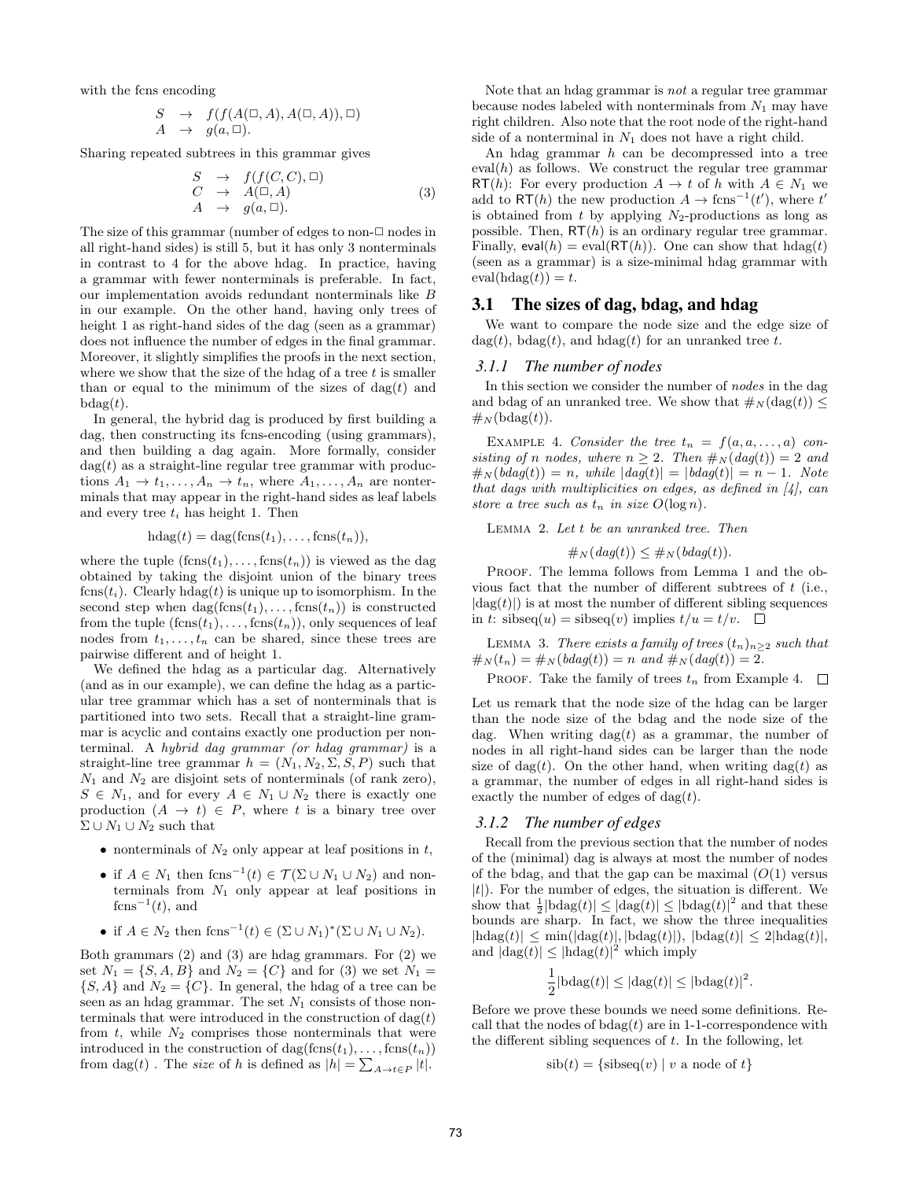with the fcns encoding

$$\begin{array}{rcl} S & \to & f(f(A(\Box, A), A(\Box, A)), \Box) \\ A & \to & g(a, \Box). \end{array}$$

Sharing repeated subtrees in this grammar gives

$$\begin{array}{rcl} S & \to & f(f(C, C), \Box) \\ C & \to & A(\Box, A) \\ A & \to & g(a, \Box). \end{array} \tag{3}$$

The size of this grammar (number of edges to non-$\Box$ nodes in all right-hand sides) is still 5, but it has only 3 nonterminals in contrast to 4 for the above hdag. In practice, having a grammar with fewer nonterminals is preferable. In fact, our implementation avoids redundant nonterminals like $B$ in our example. On the other hand, having only trees of height 1 as right-hand sides of the dag (seen as a grammar) does not influence the number of edges in the final grammar. Moreover, it slightly simplifies the proofs in the next section, where we show that the size of the hdag of a tree $t$ is smaller than or equal to the minimum of the sizes of $\text{dag}(t)$ and $\text{bdag}(t)$.

In general, the hybrid dag is produced by first building a dag, then constructing its fcns-encoding (using grammars), and then building a dag again. More formally, consider $\text{dag}(t)$ as a straight-line regular tree grammar with productions $A_1 \to t_1, \dots, A_n \to t_n$, where $A_1, \dots, A_n$ are nonterminals that may appear in the right-hand sides as leaf labels and every tree $t_i$ has height 1. Then

$$\text{hdag}(t) = \text{dag}(\text{fcns}(t_1), \dots, \text{fcns}(t_n)),$$

where the tuple $(\text{fcns}(t_1), \dots, \text{fcns}(t_n))$ is viewed as the dag obtained by taking the disjoint union of the binary trees $\text{fcns}(t_i)$. Clearly $\text{hdag}(t)$ is unique up to isomorphism. In the second step when $\text{dag}(\text{fcns}(t_1), \dots, \text{fcns}(t_n))$ is constructed from the tuple $(\text{fcns}(t_1), \dots, \text{fcns}(t_n))$, only sequences of leaf nodes from $t_1, \dots, t_n$ can be shared, since these trees are pairwise different and of height 1.

We defined the hdag as a particular dag. Alternatively (and as in our example), we can define the hdag as a particular tree grammar which has a set of nonterminals that is partitioned into two sets. Recall that a straight-line grammar is acyclic and contains exactly one production per nonterminal. A *hybrid dag grammar (or hdag grammar)* is a straight-line tree grammar $h = (N_1, N_2, \Sigma, S, P)$ such that $N_1$ and $N_2$ are disjoint sets of nonterminals (of rank zero), $S \in N_1$, and for every $A \in N_1 \cup N_2$ there is exactly one production $(A \to t) \in P$, where $t$ is a binary tree over $\Sigma \cup N_1 \cup N_2$ such that

- nonterminals of $N_2$ only appear at leaf positions in $t$,
- if $A \in N_1$ then $\text{fcns}^{-1}(t) \in \mathcal{T}(\Sigma \cup N_1 \cup N_2)$ and nonterminals from $N_1$ only appear at leaf positions in $\text{fcns}^{-1}(t)$, and
- if $A \in N_2$ then $\text{fcns}^{-1}(t) \in (\Sigma \cup N_1)^*(\Sigma \cup N_1 \cup N_2)$.

Both grammars (2) and (3) are hdag grammars. For (2) we set $N_1 = \{S, A, B\}$ and $N_2 = \{C\}$ and for (3) we set $N_1 = \{S, A\}$ and $N_2 = \{C\}$. In general, the hdag of a tree can be seen as an hdag grammar. The set $N_1$ consists of those nonterminals that were introduced in the construction of $\text{dag}(t)$ from $t$, while $N_2$ comprises those nonterminals that were introduced in the construction of $\text{dag}(\text{fcns}(t_1), \dots, \text{fcns}(t_n))$ from $\text{dag}(t)$ . The *size* of $h$ is defined as $|h| = \sum_{A \to t \in P} |t|$.

Note that an hdag grammar is *not* a regular tree grammar because nodes labeled with nonterminals from $N_1$ may have right children. Also note that the root node of the right-hand side of a nonterminal in $N_1$ does not have a right child.

An hdag grammar $h$ can be decompressed into a tree $\text{eval}(h)$ as follows. We construct the regular tree grammar $\mathsf{RT}(h)$: For every production $A \to t$ of $h$ with $A \in N_1$ we add to $\mathsf{RT}(h)$ the new production $A \to \text{fcns}^{-1}(t')$, where $t'$ is obtained from $t$ by applying $N_2$-productions as long as possible. Then, $\mathsf{RT}(h)$ is an ordinary regular tree grammar. Finally, $\mathsf{eval}(h) = \text{eval}(\mathsf{RT}(h))$. One can show that $\text{hdag}(t)$ (seen as a grammar) is a size-minimal hdag grammar with $\text{eval}(\text{hdag}(t)) = t$.

## 3.1 The sizes of dag, bdag, and hdag

We want to compare the node size and the edge size of $\text{dag}(t)$, $\text{bdag}(t)$, and $\text{hdag}(t)$ for an unranked tree $t$.

### 3.1.1 The number of nodes

In this section we consider the number of *nodes* in the dag and bdag of an unranked tree. We show that $\#_N(\text{dag}(t)) \leq \#_N(\text{bdag}(t))$.

EXAMPLE 4. *Consider the tree $t_n = f(a, a, \dots, a)$ consisting of $n$ nodes, where $n \geq 2$. Then $\#_N(dag(t)) = 2$ and $\#_N(bdag(t)) = n$, while $|dag(t)| = |bdag(t)| = n - 1$. Note that dags with multiplicities on edges, as defined in [4], can store a tree such as $t_n$ in size $O(\log n)$.*

LEMMA 2. *Let $t$ be an unranked tree. Then*

$$\#_N(dag(t)) \leq \#_N(bdag(t)).$$

PROOF. The lemma follows from Lemma 1 and the obvious fact that the number of different subtrees of $t$ (i.e., $|\text{dag}(t)|$) is at most the number of different sibling sequences in $t$: $\text{sibseq}(u) = \text{sibseq}(v)$ implies $t/u = t/v$. $\Box$

LEMMA 3. *There exists a family of trees $(t_n)_{n \geq 2}$ such that $\#_N(t_n) = \#_N(bdag(t)) = n$ and $\#_N(dag(t)) = 2$.*

PROOF. Take the family of trees $t_n$ from Example 4. $\Box$

Let us remark that the node size of the hdag can be larger than the node size of the bdag and the node size of the dag. When writing $\text{dag}(t)$ as a grammar, the number of nodes in all right-hand sides can be larger than the node size of $\text{dag}(t)$. On the other hand, when writing $\text{dag}(t)$ as a grammar, the number of edges in all right-hand sides is exactly the number of edges of $\text{dag}(t)$.

### 3.1.2 The number of edges

Recall from the previous section that the number of nodes of the (minimal) dag is always at most the number of nodes of the bdag, and that the gap can be maximal ($O(1)$ versus $|t|$). For the number of edges, the situation is different. We show that $\frac{1}{2}|\text{bdag}(t)| \leq |\text{dag}(t)| \leq |\text{bdag}(t)|^2$ and that these bounds are sharp. In fact, we show the three inequalities $|\text{hdag}(t)| \leq \min(|\text{dag}(t)|, |\text{bdag}(t)|)$, $|\text{bdag}(t)| \leq 2|\text{hdag}(t)|$, and $|\text{dag}(t)| \leq |\text{hdag}(t)|^2$ which imply

$$\frac{1}{2}|\text{bdag}(t)| \leq |\text{dag}(t)| \leq |\text{bdag}(t)|^2.$$

Before we prove these bounds we need some definitions. Recall that the nodes of $\text{bdag}(t)$ are in 1-1-correspondence with the different sibling sequences of $t$. In the following, let

$$\text{sib}(t) = \{\text{sibseq}(v) \mid v \text{ a node of } t\}$$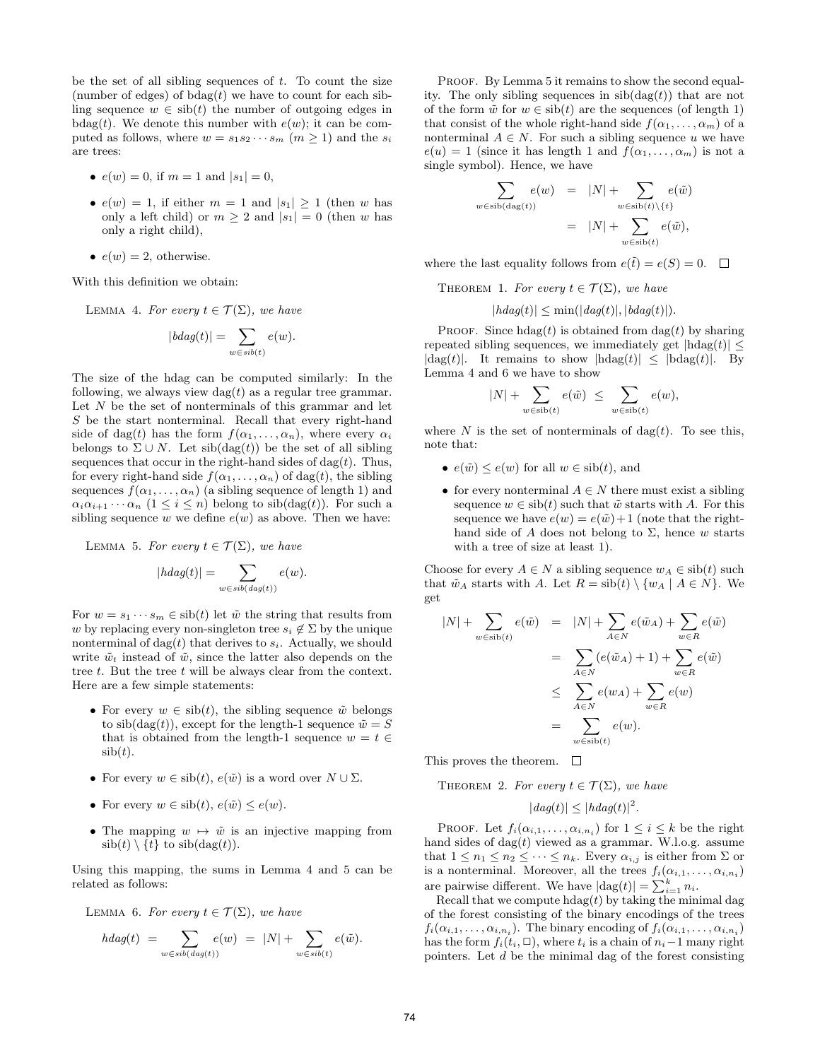be the set of all sibling sequences of $t$. To count the size (number of edges) of $\text{bdag}(t)$ we have to count for each sibling sequence $w \in \text{sib}(t)$ the number of outgoing edges in $\text{bdag}(t)$. We denote this number with $e(w)$; it can be computed as follows, where $w = s_1 s_2 \cdots s_m$ ($m \geq 1$) and the $s_i$ are trees:

- $e(w) = 0$, if $m = 1$ and $|s_1| = 0$,
- $e(w) = 1$, if either $m = 1$ and $|s_1| \geq 1$ (then $w$ has only a left child) or $m \geq 2$ and $|s_1| = 0$ (then $w$ has only a right child),
- $e(w) = 2$, otherwise.

With this definition we obtain:

Lemma 4. *For every $t \in \mathcal{T}(\Sigma)$, we have*

$$|bdag(t)| = \sum_{w \in sib(t)} e(w).$$

The size of the hdag can be computed similarly: In the following, we always view $\text{dag}(t)$ as a regular tree grammar. Let $N$ be the set of nonterminals of this grammar and let $S$ be the start nonterminal. Recall that every right-hand side of $\text{dag}(t)$ has the form $f(\alpha_1, \ldots, \alpha_n)$, where every $\alpha_i$ belongs to $\Sigma \cup N$. Let $\text{sib}(\text{dag}(t))$ be the set of all sibling sequences that occur in the right-hand sides of $\text{dag}(t)$. Thus, for every right-hand side $f(\alpha_1, \ldots, \alpha_n)$ of $\text{dag}(t)$, the sibling sequences $f(\alpha_1, \ldots, \alpha_n)$ (a sibling sequence of length 1) and $\alpha_i \alpha_{i+1} \cdots \alpha_n$ ($1 \leq i \leq n$) belong to $\text{sib}(\text{dag}(t))$. For such a sibling sequence $w$ we define $e(w)$ as above. Then we have:

Lemma 5. *For every $t \in \mathcal{T}(\Sigma)$, we have*

$$|hdag(t)| = \sum_{w \in sib(dag(t))} e(w).$$

For $w = s_1 \cdots s_m \in \text{sib}(t)$ let $\tilde{w}$ the string that results from $w$ by replacing every non-singleton tree $s_i \notin \Sigma$ by the unique nonterminal of $\text{dag}(t)$ that derives to $s_i$. Actually, we should write $\tilde{w}_t$ instead of $\tilde{w}$, since the latter also depends on the tree $t$. But the tree $t$ will be always clear from the context. Here are a few simple statements:

- For every $w \in \text{sib}(t)$, the sibling sequence $\tilde{w}$ belongs to $\text{sib}(\text{dag}(t))$, except for the length-1 sequence $\tilde{w} = S$ that is obtained from the length-1 sequence $w = t \in \text{sib}(t)$.
- For every $w \in \text{sib}(t)$, $e(\tilde{w})$ is a word over $N \cup \Sigma$.
- For every $w \in \text{sib}(t)$, $e(\tilde{w}) \leq e(w)$.
- The mapping $w \mapsto \tilde{w}$ is an injective mapping from $\text{sib}(t) \setminus \{t\}$ to $\text{sib}(\text{dag}(t))$.

Using this mapping, the sums in Lemma 4 and 5 can be related as follows:

Lemma 6. *For every $t \in \mathcal{T}(\Sigma)$, we have*

$$hdag(t) \;=\; \sum_{w \in sib(dag(t))} e(w) \;=\; |N| + \sum_{w \in sib(t)} e(\tilde{w}).$$

Proof. By Lemma 5 it remains to show the second equality. The only sibling sequences in $\text{sib}(\text{dag}(t))$ that are not of the form $\tilde{w}$ for $w \in \text{sib}(t)$ are the sequences (of length 1) that consist of the whole right-hand side $f(\alpha_1, \ldots, \alpha_m)$ of a nonterminal $A \in N$. For such a sibling sequence $u$ we have $e(u) = 1$ (since it has length 1 and $f(\alpha_1, \ldots, \alpha_m)$ is not a single symbol). Hence, we have

$$\begin{aligned}
\sum_{w \in \text{sib}(\text{dag}(t))} e(w) &= |N| + \sum_{w \in \text{sib}(t) \setminus \{t\}} e(\tilde{w}) \\
&= |N| + \sum_{w \in \text{sib}(t)} e(\tilde{w}),
\end{aligned}$$

where the last equality follows from $e(\tilde{t}) = e(S) = 0$. $\square$

Theorem 1. *For every $t \in \mathcal{T}(\Sigma)$, we have*

$$|hdag(t)| \leq \min(|dag(t)|, |bdag(t)|).$$

Proof. Since $\text{hdag}(t)$ is obtained from $\text{dag}(t)$ by sharing repeated sibling sequences, we immediately get $|\text{hdag}(t)| \leq |\text{dag}(t)|$. It remains to show $|\text{hdag}(t)| \leq |\text{bdag}(t)|$. By Lemma 4 and 6 we have to show

$$|N| + \sum_{w \in \text{sib}(t)} e(\tilde{w}) \;\leq\; \sum_{w \in \text{sib}(t)} e(w),$$

where $N$ is the set of nonterminals of $\text{dag}(t)$. To see this, note that:

- $e(\tilde{w}) \leq e(w)$ for all $w \in \text{sib}(t)$, and
- for every nonterminal $A \in N$ there must exist a sibling sequence $w \in \text{sib}(t)$ such that $\tilde{w}$ starts with $A$. For this sequence we have $e(w) = e(\tilde{w}) + 1$ (note that the right-hand side of $A$ does not belong to $\Sigma$, hence $w$ starts with a tree of size at least 1).

Choose for every $A \in N$ a sibling sequence $w_A \in \text{sib}(t)$ such that $\tilde{w}_A$ starts with $A$. Let $R = \text{sib}(t) \setminus \{w_A \mid A \in N\}$. We get

$$\begin{aligned}
|N| + \sum_{w \in \text{sib}(t)} e(\tilde{w}) &= |N| + \sum_{A \in N} e(\tilde{w}_A) + \sum_{w \in R} e(\tilde{w}) \\
&= \sum_{A \in N} (e(\tilde{w}_A) + 1) + \sum_{w \in R} e(\tilde{w}) \\
&\leq \sum_{A \in N} e(w_A) + \sum_{w \in R} e(w) \\
&= \sum_{w \in \text{sib}(t)} e(w).
\end{aligned}$$

This proves the theorem. $\square$

Theorem 2. *For every $t \in \mathcal{T}(\Sigma)$, we have*

$$|dag(t)| \leq |hdag(t)|^2.$$

Proof. Let $f_i(\alpha_{i,1}, \ldots, \alpha_{i,n_i})$ for $1 \leq i \leq k$ be the right hand sides of $\text{dag}(t)$ viewed as a grammar. W.l.o.g. assume that $1 \leq n_1 \leq n_2 \leq \cdots \leq n_k$. Every $\alpha_{i,j}$ is either from $\Sigma$ or is a nonterminal. Moreover, all the trees $f_i(\alpha_{i,1}, \ldots, \alpha_{i,n_i})$ are pairwise different. We have $|\text{dag}(t)| = \sum_{i=1}^{k} n_i$.

Recall that we compute $\text{hdag}(t)$ by taking the minimal dag of the forest consisting of the binary encodings of the trees $f_i(\alpha_{i,1}, \ldots, \alpha_{i,n_i})$. The binary encoding of $f_i(\alpha_{i,1}, \ldots, \alpha_{i,n_i})$ has the form $f_i(t_i, \square)$, where $t_i$ is a chain of $n_i - 1$ many right pointers. Let $d$ be the minimal dag of the forest consisting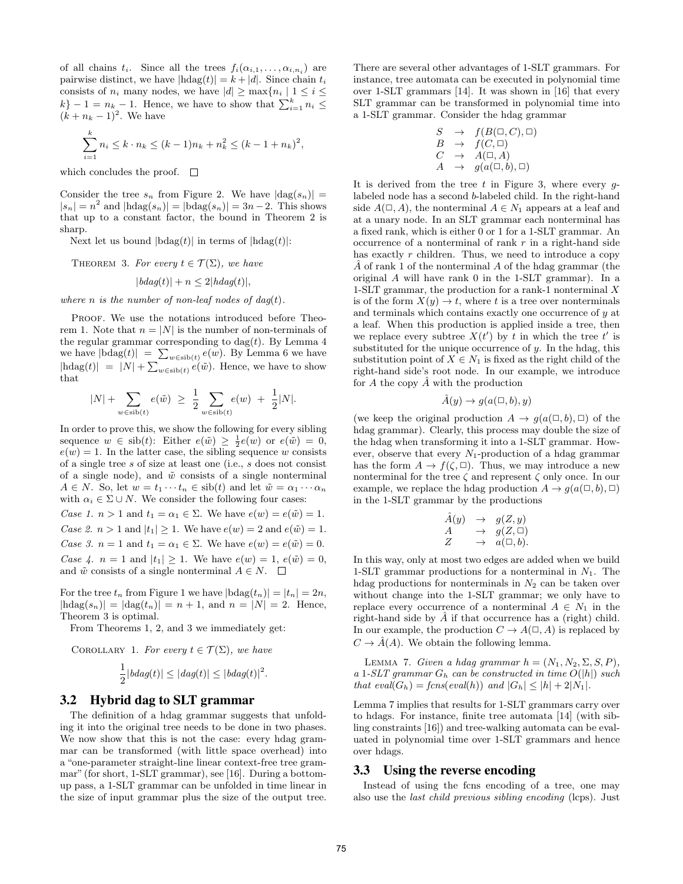of all chains $t_i$. Since all the trees $f_i(\alpha_{i,1}, \ldots, \alpha_{i,n_i})$ are pairwise distinct, we have $|\text{hdag}(t)| = k + |d|$. Since chain $t_i$ consists of $n_i$ many nodes, we have $|d| \geq \max\{n_i \mid 1 \leq i \leq k\} - 1 = n_k - 1$. Hence, we have to show that $\sum_{i=1}^{k} n_i \leq (k + n_k - 1)^2$. We have

$$\sum_{i=1}^{k} n_i \leq k \cdot n_k \leq (k-1)n_k + n_k^2 \leq (k - 1 + n_k)^2,$$

which concludes the proof. $\square$

Consider the tree $s_n$ from Figure 2. We have $|\text{dag}(s_n)| = |s_n| = n^2$ and $|\text{hdag}(s_n)| = |\text{bdag}(s_n)| = 3n - 2$. This shows that up to a constant factor, the bound in Theorem 2 is sharp.

Next let us bound $|\text{bdag}(t)|$ in terms of $|\text{hdag}(t)|$:

Theorem 3. *For every $t \in \mathcal{T}(\Sigma)$, we have*

$$|bdag(t)| + n \leq 2|hdag(t)|,$$

*where $n$ is the number of non-leaf nodes of dag$(t)$.*

Proof. We use the notations introduced before Theorem 1. Note that $n = |N|$ is the number of non-terminals of the regular grammar corresponding to dag$(t)$. By Lemma 4 we have $|\text{bdag}(t)| = \sum_{w \in \text{sib}(t)} e(w)$. By Lemma 6 we have $|\text{hdag}(t)| = |N| + \sum_{w \in \text{sib}(t)} e(\tilde{w})$. Hence, we have to show that

$$|N| + \sum_{w \in \text{sib}(t)} e(\tilde{w}) \;\geq\; \frac{1}{2} \sum_{w \in \text{sib}(t)} e(w) \;+\; \frac{1}{2}|N|.$$

In order to prove this, we show the following for every sibling sequence $w \in \text{sib}(t)$: Either $e(\tilde{w}) \geq \frac{1}{2}e(w)$ or $e(\tilde{w}) = 0$, $e(w) = 1$. In the latter case, the sibling sequence $w$ consists of a single tree $s$ of size at least one (i.e., $s$ does not consist of a single node), and $\tilde{w}$ consists of a single nonterminal $A \in N$. So, let $w = t_1 \cdots t_n \in \text{sib}(t)$ and let $\tilde{w} = \alpha_1 \cdots \alpha_n$ with $\alpha_i \in \Sigma \cup N$. We consider the following four cases:

*Case 1.* $n > 1$ and $t_1 = \alpha_1 \in \Sigma$. We have $e(w) = e(\tilde{w}) = 1$.

*Case 2.* $n > 1$ and $|t_1| \geq 1$. We have $e(w) = 2$ and $e(\tilde{w}) = 1$.

*Case 3.* $n = 1$ and $t_1 = \alpha_1 \in \Sigma$. We have $e(w) = e(\tilde{w}) = 0$.

*Case 4.* $n = 1$ and $|t_1| \geq 1$. We have $e(w) = 1$, $e(\tilde{w}) = 0$, and $\tilde{w}$ consists of a single nonterminal $A \in N$. $\square$

For the tree $t_n$ from Figure 1 we have $|\text{bdag}(t_n)| = |t_n| = 2n$, $|\text{hdag}(s_n)| = |\text{dag}(t_n)| = n + 1$, and $n = |N| = 2$. Hence, Theorem 3 is optimal.

From Theorems 1, 2, and 3 we immediately get:

Corollary 1. *For every $t \in \mathcal{T}(\Sigma)$, we have*

$$\frac{1}{2}|bdag(t)| \leq |dag(t)| \leq |bdag(t)|^2.$$

### 3.2 Hybrid dag to SLT grammar

The definition of a hdag grammar suggests that unfolding it into the original tree needs to be done in two phases. We now show that this is not the case: every hdag grammar can be transformed (with little space overhead) into a "one-parameter straight-line linear context-free tree grammar" (for short, 1-SLT grammar), see [16]. During a bottom-up pass, a 1-SLT grammar can be unfolded in time linear in the size of input grammar plus the size of the output tree.

There are several other advantages of 1-SLT grammars. For instance, tree automata can be executed in polynomial time over 1-SLT grammars [14]. It was shown in [16] that every SLT grammar can be transformed in polynomial time into a 1-SLT grammar. Consider the hdag grammar

$$\begin{array}{lcl} S & \to & f(B(\square, C), \square) \\ B & \to & f(C, \square) \\ C & \to & A(\square, A) \\ A & \to & g(a(\square, b), \square) \end{array}$$

It is derived from the tree $t$ in Figure 3, where every $g$-labeled node has a second $b$-labeled child. In the right-hand side $A(\square, A)$, the nonterminal $A \in N_1$ appears at a leaf and at a unary node. In an SLT grammar each nonterminal has a fixed rank, which is either 0 or 1 for a 1-SLT grammar. An occurrence of a nonterminal of rank $r$ in a right-hand side has exactly $r$ children. Thus, we need to introduce a copy $\hat{A}$ of rank 1 of the nonterminal $A$ of the hdag grammar (the original $A$ will have rank 0 in the 1-SLT grammar). In a 1-SLT grammar, the production for a rank-1 nonterminal $X$ is of the form $X(y) \to t$, where $t$ is a tree over nonterminals and terminals which contains exactly one occurrence of $y$ at a leaf. When this production is applied inside a tree, then we replace every subtree $X(t')$ by $t$ in which the tree $t'$ is substituted for the unique occurrence of $y$. In the hdag, this substitution point of $X \in N_1$ is fixed as the right child of the right-hand side's root node. In our example, we introduce for $A$ the copy $\hat{A}$ with the production

$$\hat{A}(y) \to g(a(\square, b), y)$$

(we keep the original production $A \to g(a(\square, b), \square)$ of the hdag grammar). Clearly, this process may double the size of the hdag when transforming it into a 1-SLT grammar. However, observe that every $N_1$-production of a hdag grammar has the form $A \to f(\zeta, \square)$. Thus, we may introduce a new nonterminal for the tree $\zeta$ and represent $\zeta$ only once. In our example, we replace the hdag production $A \to g(a(\square, b), \square)$ in the 1-SLT grammar by the productions

$$\begin{array}{lcl} \hat{A}(y) & \to & g(Z, y) \\ A & \to & g(Z, \square) \\ Z & \to & a(\square, b). \end{array}$$

In this way, only at most two edges are added when we build 1-SLT grammar productions for a nonterminal in $N_1$. The hdag productions for nonterminals in $N_2$ can be taken over without change into the 1-SLT grammar; we only have to replace every occurrence of a nonterminal $A \in N_1$ in the right-hand side by $\hat{A}$ if that occurrence has a (right) child. In our example, the production $C \to A(\square, A)$ is replaced by $C \to \hat{A}(A)$. We obtain the following lemma.

Lemma 7. *Given a hdag grammar $h = (N_1, N_2, \Sigma, S, P)$, a 1-SLT grammar $G_h$ can be constructed in time $O(|h|)$ such that $eval(G_h) = fcns(eval(h))$ and $|G_h| \leq |h| + 2|N_1|$.*

Lemma 7 implies that results for 1-SLT grammars carry over to hdags. For instance, finite tree automata [14] (with sibling constraints [16]) and tree-walking automata can be evaluated in polynomial time over 1-SLT grammars and hence over hdags.

### 3.3 Using the reverse encoding

Instead of using the fcns encoding of a tree, one may also use the *last child previous sibling encoding* (lcps). Just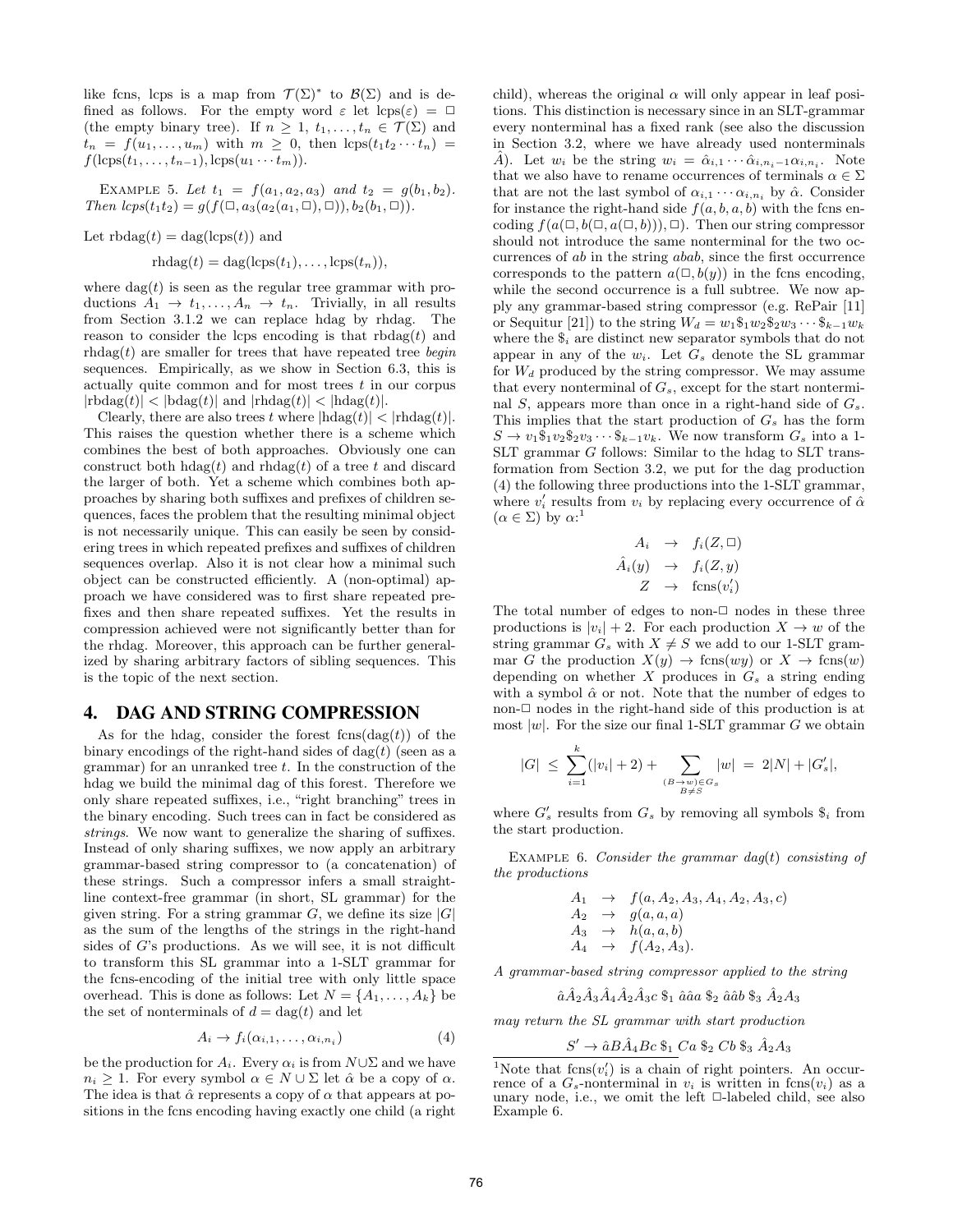like fcns, lcps is a map from $\mathcal{T}(\Sigma)^*$ to $\mathcal{B}(\Sigma)$ and is defined as follows. For the empty word $\varepsilon$ let $\text{lcps}(\varepsilon) = \square$ (the empty binary tree). If $n \geq 1$, $t_1, \ldots, t_n \in \mathcal{T}(\Sigma)$ and $t_n = f(u_1, \ldots, u_m)$ with $m \geq 0$, then $\text{lcps}(t_1 t_2 \cdots t_n) = f(\text{lcps}(t_1, \ldots, t_{n-1}), \text{lcps}(u_1 \cdots t_m))$.

Example 5. *Let $t_1 = f(a_1, a_2, a_3)$ and $t_2 = g(b_1, b_2)$. Then $lcps(t_1 t_2) = g(f(\square, a_3(a_2(a_1, \square), \square)), b_2(b_1, \square))$.*

Let $\text{rbdag}(t) = \text{dag}(\text{lcps}(t))$ and

$$\text{rhdag}(t) = \text{dag}(\text{lcps}(t_1), \ldots, \text{lcps}(t_n)),$$

where $\text{dag}(t)$ is seen as the regular tree grammar with productions $A_1 \to t_1, \ldots, A_n \to t_n$. Trivially, in all results from Section 3.1.2 we can replace hdag by rhdag. The reason to consider the lcps encoding is that $\text{rbdag}(t)$ and $\text{rhdag}(t)$ are smaller for trees that have repeated tree *begin* sequences. Empirically, as we show in Section 6.3, this is actually quite common and for most trees $t$ in our corpus $|\text{rbdag}(t)| < |\text{bdag}(t)|$ and $|\text{rhdag}(t)| < |\text{hdag}(t)|$.

Clearly, there are also trees $t$ where $|\text{hdag}(t)| < |\text{rhdag}(t)|$. This raises the question whether there is a scheme which combines the best of both approaches. Obviously one can construct both $\text{hdag}(t)$ and $\text{rhdag}(t)$ of a tree $t$ and discard the larger of both. Yet a scheme which combines both approaches by sharing both suffixes and prefixes of children sequences, faces the problem that the resulting minimal object is not necessarily unique. This can easily be seen by considering trees in which repeated prefixes and suffixes of children sequences overlap. Also it is not clear how a minimal such object can be constructed efficiently. A (non-optimal) approach we have considered was to first share repeated prefixes and then share repeated suffixes. Yet the results in compression achieved were not significantly better than for the rhdag. Moreover, this approach can be further generalized by sharing arbitrary factors of sibling sequences. This is the topic of the next section.

## 4. DAG AND STRING COMPRESSION

As for the hdag, consider the forest $\text{fcns}(\text{dag}(t))$ of the binary encodings of the right-hand sides of $\text{dag}(t)$ (seen as a grammar) for an unranked tree $t$. In the construction of the hdag we build the minimal dag of this forest. Therefore we only share repeated suffixes, i.e., "right branching" trees in the binary encoding. Such trees can in fact be considered as *strings*. We now want to generalize the sharing of suffixes. Instead of only sharing suffixes, we now apply an arbitrary grammar-based string compressor to (a concatenation) of these strings. Such a compressor infers a small straight-line context-free grammar (in short, SL grammar) for the given string. For a string grammar $G$, we define its size $|G|$ as the sum of the lengths of the strings in the right-hand sides of $G$'s productions. As we will see, it is not difficult to transform this SL grammar into a 1-SLT grammar for the fcns-encoding of the initial tree with only little space overhead. This is done as follows: Let $N = \{A_1, \ldots, A_k\}$ be the set of nonterminals of $d = \text{dag}(t)$ and let

$$A_i \to f_i(\alpha_{i,1}, \ldots, \alpha_{i,n_i}) \tag{4}$$

be the production for $A_i$. Every $\alpha_i$ is from $N \cup \Sigma$ and we have $n_i \geq 1$. For every symbol $\alpha \in N \cup \Sigma$ let $\hat{\alpha}$ be a copy of $\alpha$. The idea is that $\hat{\alpha}$ represents a copy of $\alpha$ that appears at positions in the fcns encoding having exactly one child (a right child), whereas the original $\alpha$ will only appear in leaf positions. This distinction is necessary since in an SLT-grammar every nonterminal has a fixed rank (see also the discussion in Section 3.2, where we have already used nonterminals $\hat{A}$). Let $w_i$ be the string $w_i = \hat{\alpha}_{i,1} \cdots \hat{\alpha}_{i,n_i-1} \alpha_{i,n_i}$. Note that we also have to rename occurrences of terminals $\alpha \in \Sigma$ that are not the last symbol of $\alpha_{i,1} \cdots \alpha_{i,n_i}$ by $\hat{\alpha}$. Consider for instance the right-hand side $f(a, b, a, b)$ with the fcns encoding $f(a(\square, b(\square, a(\square, b))), \square)$. Then our string compressor should not introduce the same nonterminal for the two occurrences of $ab$ in the string $abab$, since the first occurrence corresponds to the pattern $a(\square, b(y))$ in the fcns encoding, while the second occurrence is a full subtree. We now apply any grammar-based string compressor (e.g. RePair [11] or Sequitur [21]) to the string $W_d = w_1 \$_1 w_2 \$_2 w_3 \cdots \$_{k-1} w_k$ where the $\$_i$ are distinct new separator symbols that do not appear in any of the $w_i$. Let $G_s$ denote the SL grammar for $W_d$ produced by the string compressor. We may assume that every nonterminal of $G_s$, except for the start nonterminal $S$, appears more than once in a right-hand side of $G_s$. This implies that the start production of $G_s$ has the form $S \to v_1 \$_1 v_2 \$_2 v_3 \cdots \$_{k-1} v_k$. We now transform $G_s$ into a 1-SLT grammar $G$ follows: Similar to the hdag to SLT transformation from Section 3.2, we put for the dag production (4) the following three productions into the 1-SLT grammar, where $v_i'$ results from $v_i$ by replacing every occurrence of $\hat{\alpha}$ ($\alpha \in \Sigma$) by $\alpha$:[1]

$$\begin{aligned} A_i &\to f_i(Z, \square) \\ \hat{A}_i(y) &\to f_i(Z, y) \\ Z &\to \text{fcns}(v_i') \end{aligned}$$

The total number of edges to non-$\square$ nodes in these three productions is $|v_i| + 2$. For each production $X \to w$ of the string grammar $G_s$ with $X \neq S$ we add to our 1-SLT grammar $G$ the production $X(y) \to \text{fcns}(wy)$ or $X \to \text{fcns}(w)$ depending on whether $X$ produces in $G_s$ a string ending with a symbol $\hat{\alpha}$ or not. Note that the number of edges to non-$\square$ nodes in the right-hand side of this production is at most $|w|$. For the size our final 1-SLT grammar $G$ we obtain

$$|G| \;\leq\; \sum_{i=1}^{k} (|v_i| + 2) + \sum_{\substack{(B \to w) \in G_s \\ B \neq S}} |w| \;=\; 2|N| + |G_s'|,$$

where $G_s'$ results from $G_s$ by removing all symbols $\$_i$ from the start production.

Example 6. *Consider the grammar $dag(t)$ consisting of the productions*

$$\begin{aligned} A_1 &\to f(a, A_2, A_3, A_4, A_2, A_3, c) \\ A_2 &\to g(a, a, a) \\ A_3 &\to h(a, a, b) \\ A_4 &\to f(A_2, A_3). \end{aligned}$$

*A grammar-based string compressor applied to the string*

$$\hat{a}\hat{A}_2\hat{A}_3\hat{A}_4\hat{A}_2\hat{A}_3c \;\$_1\; \hat{a}\hat{a}a \;\$_2\; \hat{a}\hat{a}b \;\$_3\; \hat{A}_2 A_3$$

*may return the SL grammar with start production*

$$S' \to \hat{a}B\hat{A}_4Bc \;\$_1\; Ca \;\$_2\; Cb \;\$_3\; \hat{A}_2 A_3$$

[1] Note that $\text{fcns}(v_i')$ is a chain of right pointers. An occurrence of a $G_s$-nonterminal in $v_i$ is written in $\text{fcns}(v_i)$ as a unary node, i.e., we omit the left $\square$-labeled child, see also Example 6.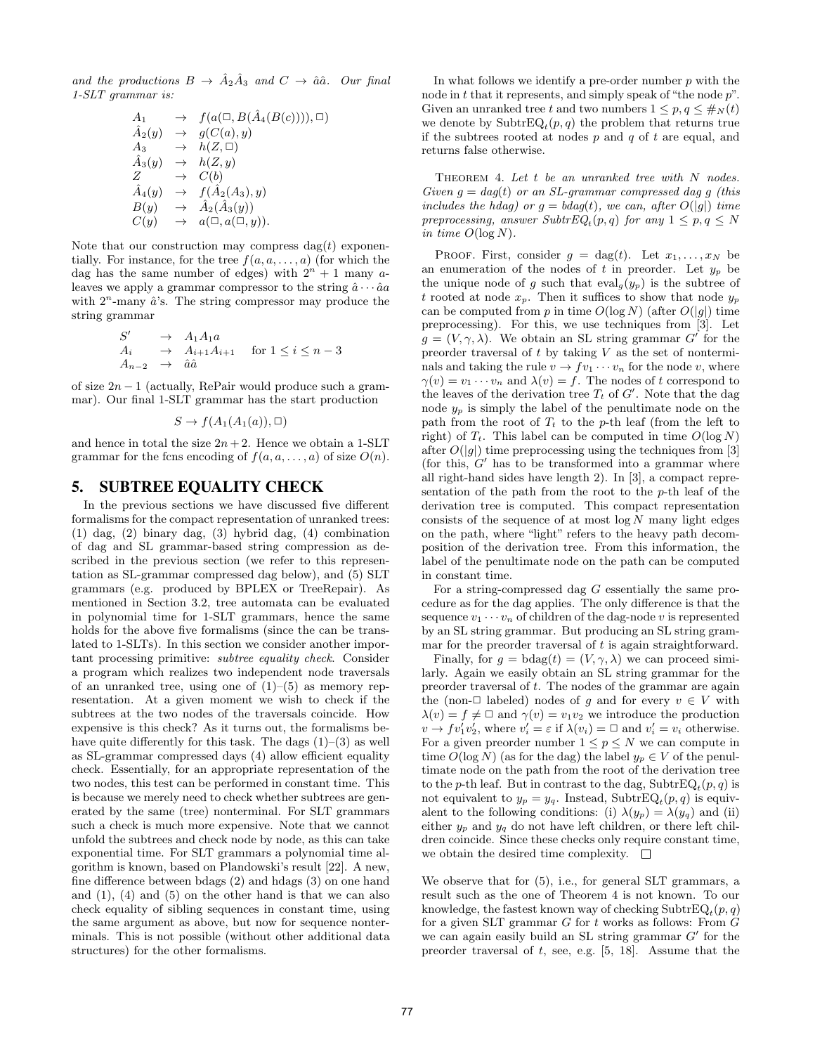*and the productions $B \to \hat{A}_2\hat{A}_3$ and $C \to \hat{a}\hat{a}$. Our final 1-SLT grammar is:*

$$
\begin{array}{lcl}
A_1 & \to & f(a(\Box, B(\hat{A}_4(B(c)))), \Box) \\
\hat{A}_2(y) & \to & g(C(a), y) \\
A_3 & \to & h(Z, \Box) \\
\hat{A}_3(y) & \to & h(Z, y) \\
Z & \to & C(b) \\
\hat{A}_4(y) & \to & f(\hat{A}_2(A_3), y) \\
B(y) & \to & \hat{A}_2(\hat{A}_3(y)) \\
C(y) & \to & a(\Box, a(\Box, y)).
\end{array}
$$

Note that our construction may compress $\text{dag}(t)$ exponentially. For instance, for the tree $f(a, a, \ldots, a)$ (for which the dag has the same number of edges) with $2^n + 1$ many $a$-leaves we apply a grammar compressor to the string $\hat{a} \cdots \hat{a}a$ with $2^n$-many $\hat{a}$'s. The string compressor may produce the string grammar

$$
\begin{array}{lcll}
S' & \to & A_1 A_1 a & \\
A_i & \to & A_{i+1} A_{i+1} & \text{for } 1 \le i \le n-3 \\
A_{n-2} & \to & \hat{a}\hat{a} &
\end{array}
$$

of size $2n - 1$ (actually, RePair would produce such a grammar). Our final 1-SLT grammar has the start production

$$S \to f(A_1(A_1(a)), \Box)$$

and hence in total the size $2n+2$. Hence we obtain a 1-SLT grammar for the fcns encoding of $f(a, a, \ldots, a)$ of size $O(n)$.

## 5. SUBTREE EQUALITY CHECK

In the previous sections we have discussed five different formalisms for the compact representation of unranked trees: (1) dag, (2) binary dag, (3) hybrid dag, (4) combination of dag and SL grammar-based string compression as described in the previous section (we refer to this representation as SL-grammar compressed dag below), and (5) SLT grammars (e.g. produced by BPLEX or TreeRepair). As mentioned in Section 3.2, tree automata can be evaluated in polynomial time for 1-SLT grammars, hence the same holds for the above five formalisms (since the can be translated to 1-SLTs). In this section we consider another important processing primitive: *subtree equality check*. Consider a program which realizes two independent node traversals of an unranked tree, using one of (1)–(5) as memory representation. At a given moment we wish to check if the subtrees at the two nodes of the traversals coincide. How expensive is this check? As it turns out, the formalisms behave quite differently for this task. The dags (1)–(3) as well as SL-grammar compressed days (4) allow efficient equality check. Essentially, for an appropriate representation of the two nodes, this test can be performed in constant time. This is because we merely need to check whether subtrees are generated by the same (tree) nonterminal. For SLT grammars such a check is much more expensive. Note that we cannot unfold the subtrees and check node by node, as this can take exponential time. For SLT grammars a polynomial time algorithm is known, based on Plandowski's result [22]. A new, fine difference between bdags (2) and hdags (3) on one hand and (1), (4) and (5) on the other hand is that we can also check equality of sibling sequences in constant time, using the same argument as above, but now for sequence nonterminals. This is not possible (without other additional data structures) for the other formalisms.

In what follows we identify a pre-order number $p$ with the node in $t$ that it represents, and simply speak of "the node $p$". Given an unranked tree $t$ and two numbers $1 \le p, q \le \#_N(t)$ we denote by $\text{SubtrEQ}_t(p, q)$ the problem that returns true if the subtrees rooted at nodes $p$ and $q$ of $t$ are equal, and returns false otherwise.

THEOREM 4. *Let $t$ be an unranked tree with $N$ nodes. Given $g = dag(t)$ or an SL-grammar compressed dag $g$ (this includes the hdag) or $g = bdag(t)$, we can, after $O(|g|)$ time preprocessing, answer $\text{SubtrEQ}_t(p, q)$ for any $1 \le p, q \le N$ in time $O(\log N)$.*

PROOF. First, consider $g = \text{dag}(t)$. Let $x_1, \ldots, x_N$ be an enumeration of the nodes of $t$ in preorder. Let $y_p$ be the unique node of $g$ such that $\text{eval}_g(y_p)$ is the subtree of $t$ rooted at node $x_p$. Then it suffices to show that node $y_p$ can be computed from $p$ in time $O(\log N)$ (after $O(|g|)$ time preprocessing). For this, we use techniques from [3]. Let $g = (V, \gamma, \lambda)$. We obtain an SL string grammar $G'$ for the preorder traversal of $t$ by taking $V$ as the set of nonterminals and taking the rule $v \to f v_1 \cdots v_n$ for the node $v$, where $\gamma(v) = v_1 \cdots v_n$ and $\lambda(v) = f$. The nodes of $t$ correspond to the leaves of the derivation tree $T_t$ of $G'$. Note that the dag node $y_p$ is simply the label of the penultimate node on the path from the root of $T_t$ to the $p$-th leaf (from the left to right) of $T_t$. This label can be computed in time $O(\log N)$ after $O(|g|)$ time preprocessing using the techniques from [3] (for this, $G'$ has to be transformed into a grammar where all right-hand sides have length 2). In [3], a compact representation of the path from the root to the $p$-th leaf of the derivation tree is computed. This compact representation consists of the sequence of at most $\log N$ many light edges on the path, where "light" refers to the heavy path decomposition of the derivation tree. From this information, the label of the penultimate node on the path can be computed in constant time.

For a string-compressed dag $G$ essentially the same procedure as for the dag applies. The only difference is that the sequence $v_1 \cdots v_n$ of children of the dag-node $v$ is represented by an SL string grammar. But producing an SL string grammar for the preorder traversal of $t$ is again straightforward.

Finally, for $g = \text{bdag}(t) = (V, \gamma, \lambda)$ we can proceed similarly. Again we easily obtain an SL string grammar for the preorder traversal of $t$. The nodes of the grammar are again the (non-$\Box$ labeled) nodes of $g$ and for every $v \in V$ with $\lambda(v) = f \neq \Box$ and $\gamma(v) = v_1 v_2$ we introduce the production $v \to f v_1' v_2'$, where $v_i' = \varepsilon$ if $\lambda(v_i) = \Box$ and $v_i' = v_i$ otherwise. For a given preorder number $1 \le p \le N$ we can compute in time $O(\log N)$ (as for the dag) the label $y_p \in V$ of the penultimate node on the path from the root of the derivation tree to the $p$-th leaf. But in contrast to the dag, $\text{SubtrEQ}_t(p, q)$ is not equivalent to $y_p = y_q$. Instead, $\text{SubtrEQ}_t(p, q)$ is equivalent to the following conditions: (i) $\lambda(y_p) = \lambda(y_q)$ and (ii) either $y_p$ and $y_q$ do not have left children, or there left children coincide. Since these checks only require constant time, we obtain the desired time complexity. $\Box$

We observe that for (5), i.e., for general SLT grammars, a result such as the one of Theorem 4 is not known. To our knowledge, the fastest known way of checking $\text{SubtrEQ}_t(p, q)$ for a given SLT grammar $G$ for $t$ works as follows: From $G$ we can again easily build an SL string grammar $G'$ for the preorder traversal of $t$, see, e.g. [5, 18]. Assume that the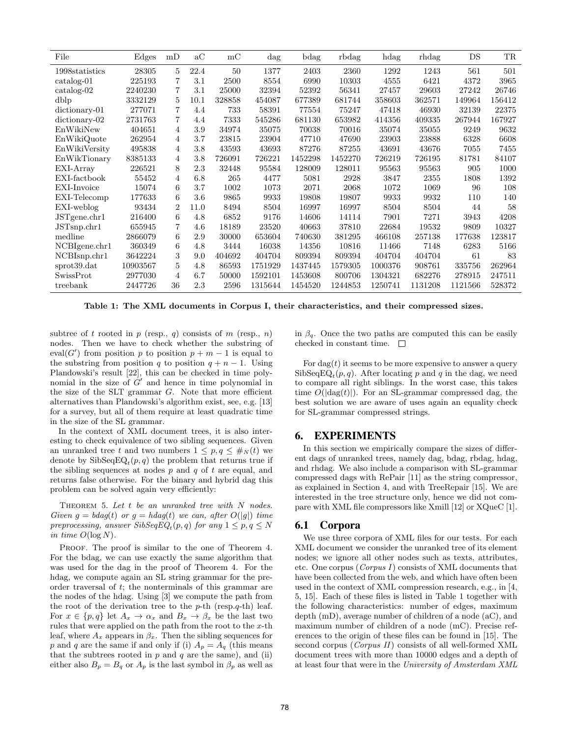| File | Edges | mD | aC | mC | dag | bdag | rbdag | hdag | rhdag | DS | TR |
|---|---|---|---|---|---|---|---|---|---|---|---|
| 1998statistics | 28305 | 5 | 22.4 | 50 | 1377 | 2403 | 2360 | 1292 | 1243 | 561 | 501 |
| catalog-01 | 225193 | 7 | 3.1 | 2500 | 8554 | 6990 | 10303 | 4555 | 6421 | 4372 | 3965 |
| catalog-02 | 2240230 | 7 | 3.1 | 25000 | 32394 | 52392 | 56341 | 27457 | 29603 | 27242 | 26746 |
| dblp | 3332129 | 5 | 10.1 | 328858 | 454087 | 677389 | 681744 | 358603 | 362571 | 149964 | 156412 |
| dictionary-01 | 277071 | 7 | 4.4 | 733 | 58391 | 77554 | 75247 | 47418 | 46930 | 32139 | 22375 |
| dictionary-02 | 2731763 | 7 | 4.4 | 7333 | 545286 | 681130 | 653982 | 414356 | 409335 | 267944 | 167927 |
| EnWikiNew | 404651 | 4 | 3.9 | 34974 | 35075 | 70038 | 70016 | 35074 | 35055 | 9249 | 9632 |
| EnWikiQuote | 262954 | 4 | 3.7 | 23815 | 23904 | 47710 | 47690 | 23903 | 23888 | 6328 | 6608 |
| EnWikiVersity | 495838 | 4 | 3.8 | 43593 | 43693 | 87276 | 87255 | 43691 | 43676 | 7055 | 7455 |
| EnWikTionary | 8385133 | 4 | 3.8 | 726091 | 726221 | 1452298 | 1452270 | 726219 | 726195 | 81781 | 84107 |
| EXI-Array | 226521 | 8 | 2.3 | 32448 | 95584 | 128009 | 128011 | 95563 | 95563 | 905 | 1000 |
| EXI-factbook | 55452 | 4 | 6.8 | 265 | 4477 | 5081 | 2928 | 3847 | 2355 | 1808 | 1392 |
| EXI-Invoice | 15074 | 6 | 3.7 | 1002 | 1073 | 2071 | 2068 | 1072 | 1069 | 96 | 108 |
| EXI-Telecomp | 177633 | 6 | 3.6 | 9865 | 9933 | 19808 | 19807 | 9933 | 9932 | 110 | 140 |
| EXI-weblog | 93434 | 2 | 11.0 | 8494 | 8504 | 16997 | 16997 | 8504 | 8504 | 44 | 58 |
| JSTgene.chr1 | 216400 | 6 | 4.8 | 6852 | 9176 | 14606 | 14114 | 7901 | 7271 | 3943 | 4208 |
| JSTsnp.chr1 | 655945 | 7 | 4.6 | 18189 | 23520 | 40663 | 37810 | 22684 | 19532 | 9809 | 10327 |
| medline | 2866079 | 6 | 2.9 | 30000 | 653604 | 740630 | 381295 | 466108 | 257138 | 177638 | 123817 |
| NCBIgene.chr1 | 360349 | 6 | 4.8 | 3444 | 16038 | 14356 | 10816 | 11466 | 7148 | 6283 | 5166 |
| NCBIsnp.chr1 | 3642224 | 3 | 9.0 | 404692 | 404704 | 809394 | 809394 | 404704 | 404704 | 61 | 83 |
| sprot39.dat | 10903567 | 5 | 4.8 | 86593 | 1751929 | 1437445 | 1579305 | 1000376 | 908761 | 335756 | 262964 |
| SwissProt | 2977030 | 4 | 6.7 | 50000 | 1592101 | 1453608 | 800706 | 1304321 | 682276 | 278915 | 247511 |
| treebank | 2447726 | 36 | 2.3 | 2596 | 1315644 | 1454520 | 1244853 | 1250741 | 1131208 | 1121566 | 528372 |

**Table 1: The XML documents in Corpus I, their characteristics, and their compressed sizes.**

subtree of $t$ rooted in $p$ (resp., $q$) consists of $m$ (resp., $n$) nodes. Then we have to check whether the substring of $\text{eval}(G')$ from position $p$ to position $p + m - 1$ is equal to the substring from position $q$ to position $q + n - 1$. Using Plandowski's result [22], this can be checked in time polynomial in the size of $G'$ and hence in time polynomial in the size of the SLT grammar $G$. Note that more efficient alternatives than Plandowski's algorithm exist, see, e.g. [13] for a survey, but all of them require at least quadratic time in the size of the SL grammar.

In the context of XML document trees, it is also interesting to check equivalence of two sibling sequences. Given an unranked tree $t$ and two numbers $1 \le p, q \le \#_N(t)$ we denote by $\text{SibSeqEQ}_t(p, q)$ the problem that returns true if the sibling sequences at nodes $p$ and $q$ of $t$ are equal, and returns false otherwise. For the binary and hybrid dag this problem can be solved again very efficiently:

THEOREM 5. *Let $t$ be an unranked tree with $N$ nodes. Given $g = bdag(t)$ or $g = hdag(t)$ we can, after $O(|g|)$ time preprocessing, answer $SibSeqEQ_t(p, q)$ for any $1 \le p, q \le N$ in time $O(\log N)$.*

PROOF. The proof is similar to the one of Theorem 4. For the bdag, we can use exactly the same algorithm that was used for the dag in the proof of Theorem 4. For the hdag, we compute again an SL string grammar for the preorder traversal of $t$; the nonterminals of this grammar are the nodes of the hdag. Using [3] we compute the path from the root of the derivation tree to the $p$-th (resp.$q$-th) leaf. For $x \in \{p, q\}$ let $A_x \to \alpha_x$ and $B_x \to \beta_x$ be the last two rules that were applied on the path from the root to the $x$-th leaf, where $A_x$ appears in $\beta_x$. Then the sibling sequences for $p$ and $q$ are the same if and only if (i) $A_p = A_q$ (this means that the subtrees rooted in $p$ and $q$ are the same), and (ii) either also $B_p = B_q$ or $A_p$ is the last symbol in $\beta_p$ as well as in $\beta_q$. Once the two paths are computed this can be easily checked in constant time. ☐

For $\text{dag}(t)$ it seems to be more expensive to answer a query $\text{SibSeqEQ}_t(p, q)$. After locating $p$ and $q$ in the dag, we need to compare all right siblings. In the worst case, this takes time $O(|\text{dag}(t)|)$. For an SL-grammar compressed dag, the best solution we are aware of uses again an equality check for SL-grammar compressed strings.

## 6. EXPERIMENTS

In this section we empirically compare the sizes of different dags of unranked trees, namely dag, bdag, rbdag, hdag, and rhdag. We also include a comparison with SL-grammar compressed dags with RePair [11] as the string compressor, as explained in Section 4, and with TreeRepair [15]. We are interested in the tree structure only, hence we did not compare with XML file compressors like Xmill [12] or XQueC [1].

### 6.1 Corpora

We use three corpora of XML files for our tests. For each XML document we consider the unranked tree of its element nodes; we ignore all other nodes such as texts, attributes, etc. One corpus (*Corpus I*) consists of XML documents that have been collected from the web, and which have often been used in the context of XML compression research, e.g., in [4, 5, 15]. Each of these files is listed in Table 1 together with the following characteristics: number of edges, maximum depth (mD), average number of children of a node (aC), and maximum number of children of a node (mC). Precise references to the origin of these files can be found in [15]. The second corpus (*Corpus II*) consists of all well-formed XML document trees with more than 10000 edges and a depth of at least four that were in the *University of Amsterdam XML*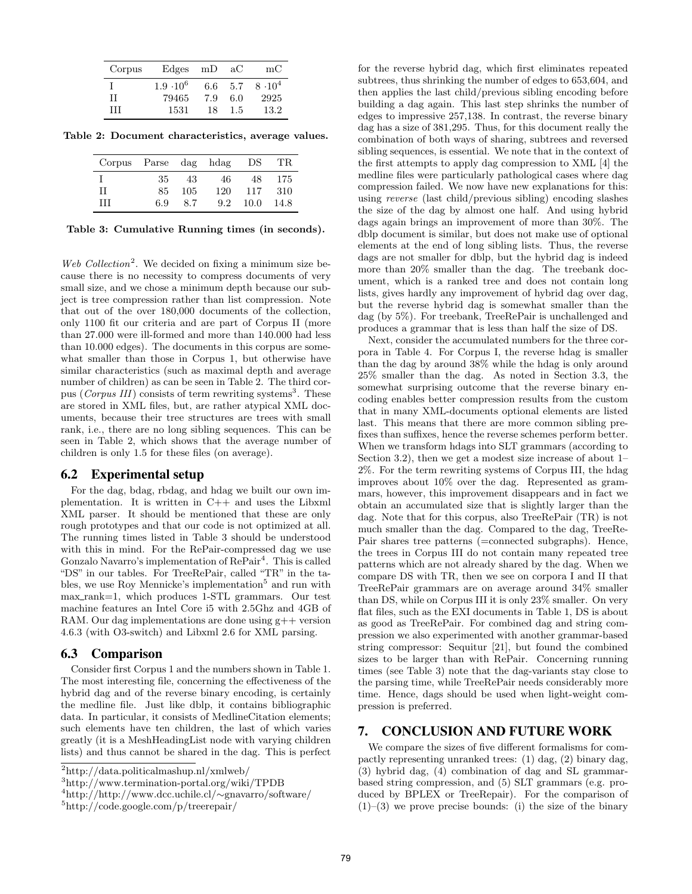| Corpus | Edges | mD | aC | mC |
|---|---|---|---|---|
| I | $1.9 \cdot 10^6$ | 6.6 | 5.7 | $8 \cdot 10^4$ |
| II | 79465 | 7.9 | 6.0 | 2925 |
| III | 1531 | 18 | 1.5 | 13.2 |

**Table 2: Document characteristics, average values.**

| Corpus | Parse | dag | hdag | DS | TR |
|---|---|---|---|---|---|
| I | 35 | 43 | 46 | 48 | 175 |
| II | 85 | 105 | 120 | 117 | 310 |
| III | 6.9 | 8.7 | 9.2 | 10.0 | 14.8 |

**Table 3: Cumulative Running times (in seconds).**

*Web Collection*[2]. We decided on fixing a minimum size because there is no necessity to compress documents of very small size, and we chose a minimum depth because our subject is tree compression rather than list compression. Note that out of the over 180,000 documents of the collection, only 1100 fit our criteria and are part of Corpus II (more than 27.000 were ill-formed and more than 140.000 had less than 10.000 edges). The documents in this corpus are somewhat smaller than those in Corpus 1, but otherwise have similar characteristics (such as maximal depth and average number of children) as can be seen in Table 2. The third corpus (*Corpus III*) consists of term rewriting systems[3]. These are stored in XML files, but, are rather atypical XML documents, because their tree structures are trees with small rank, i.e., there are no long sibling sequences. This can be seen in Table 2, which shows that the average number of children is only 1.5 for these files (on average).

## 6.2 Experimental setup

For the dag, bdag, rbdag, and hdag we built our own implementation. It is written in C++ and uses the Libxml XML parser. It should be mentioned that these are only rough prototypes and that our code is not optimized at all. The running times listed in Table 3 should be understood with this in mind. For the RePair-compressed dag we use Gonzalo Navarro's implementation of RePair[4]. This is called "DS" in our tables. For TreeRePair, called "TR" in the tables, we use Roy Mennicke's implementation[5] and run with max_rank=1, which produces 1-STL grammars. Our test machine features an Intel Core i5 with 2.5Ghz and 4GB of RAM. Our dag implementations are done using g++ version 4.6.3 (with O3-switch) and Libxml 2.6 for XML parsing.

## 6.3 Comparison

Consider first Corpus 1 and the numbers shown in Table 1. The most interesting file, concerning the effectiveness of the hybrid dag and of the reverse binary encoding, is certainly the medline file. Just like dblp, it contains bibliographic data. In particular, it consists of MedlineCitation elements; such elements have ten children, the last of which varies greatly (it is a MeshHeadingList node with varying children lists) and thus cannot be shared in the dag. This is perfect for the reverse hybrid dag, which first eliminates repeated subtrees, thus shrinking the number of edges to 653,604, and then applies the last child/previous sibling encoding before building a dag again. This last step shrinks the number of edges to impressive 257,138. In contrast, the reverse binary dag has a size of 381,295. Thus, for this document really the combination of both ways of sharing, subtrees and reversed sibling sequences, is essential. We note that in the context of the first attempts to apply dag compression to XML [4] the medline files were particularly pathological cases where dag compression failed. We now have new explanations for this: using *reverse* (last child/previous sibling) encoding slashes the size of the dag by almost one half. And using hybrid dags again brings an improvement of more than 30%. The dblp document is similar, but does not make use of optional elements at the end of long sibling lists. Thus, the reverse dags are not smaller for dblp, but the hybrid dag is indeed more than 20% smaller than the dag. The treebank document, which is a ranked tree and does not contain long lists, gives hardly any improvement of hybrid dag over dag, but the reverse hybrid dag is somewhat smaller than the dag (by 5%). For treebank, TreeRePair is unchallenged and produces a grammar that is less than half the size of DS.

Next, consider the accumulated numbers for the three corpora in Table 4. For Corpus I, the reverse hdag is smaller than the dag by around 38% while the hdag is only around 25% smaller than the dag. As noted in Section 3.3, the somewhat surprising outcome that the reverse binary encoding enables better compression results from the custom that in many XML-documents optional elements are listed last. This means that there are more common sibling prefixes than suffixes, hence the reverse schemes perform better. When we transform hdags into SLT grammars (according to Section 3.2), then we get a modest size increase of about 1–2%. For the term rewriting systems of Corpus III, the hdag improves about 10% over the dag. Represented as grammars, however, this improvement disappears and in fact we obtain an accumulated size that is slightly larger than the dag. Note that for this corpus, also TreeRePair (TR) is not much smaller than the dag. Compared to the dag, TreeRePair shares tree patterns (=connected subgraphs). Hence, the trees in Corpus III do not contain many repeated tree patterns which are not already shared by the dag. When we compare DS with TR, then we see on corpora I and II that TreeRePair grammars are on average around 34% smaller than DS, while on Corpus III it is only 23% smaller. On very flat files, such as the EXI documents in Table 1, DS is about as good as TreeRePair. For combined dag and string compression we also experimented with another grammar-based string compressor: Sequitur [21], but found the combined sizes to be larger than with RePair. Concerning running times (see Table 3) note that the dag-variants stay close to the parsing time, while TreeRePair needs considerably more time. Hence, dags should be used when light-weight compression is preferred.

# 7. CONCLUSION AND FUTURE WORK

We compare the sizes of five different formalisms for compactly representing unranked trees: (1) dag, (2) binary dag, (3) hybrid dag, (4) combination of dag and SL grammar-based string compression, and (5) SLT grammars (e.g. produced by BPLEX or TreeRepair). For the comparison of (1)–(3) we prove precise bounds: (i) the size of the binary

[2] http://data.politicalmashup.nl/xmlweb/

[3] http://www.termination-portal.org/wiki/TPDB

[4] http://http://www.dcc.uchile.cl/∼gnavarro/software/

[5] http://code.google.com/p/treerepair/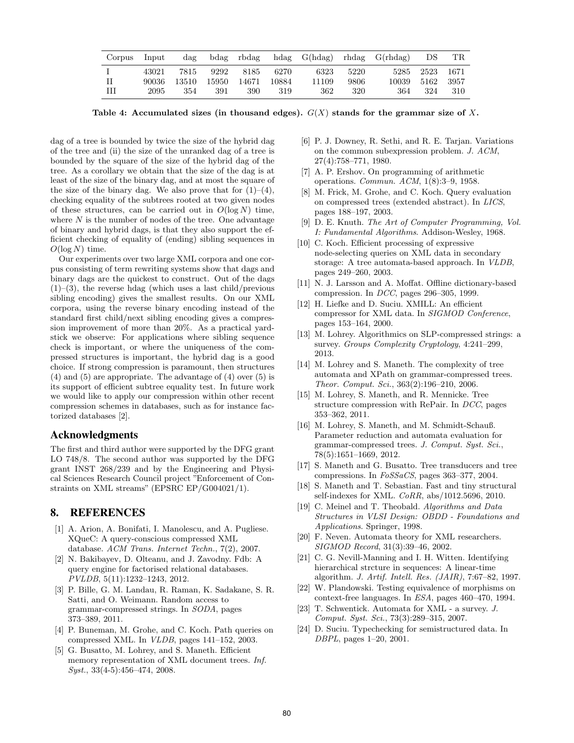| Corpus | Input | dag | bdag | rbdag | hdag | G(hdag) | rhdag | G(rhdag) | DS | TR |
|---|---|---|---|---|---|---|---|---|---|---|
| I | 43021 | 7815 | 9292 | 8185 | 6270 | 6323 | 5220 | 5285 | 2523 | 1671 |
| II | 90036 | 13510 | 15950 | 14671 | 10884 | 11109 | 9806 | 10039 | 5162 | 3957 |
| III | 2095 | 354 | 391 | 390 | 319 | 362 | 320 | 364 | 324 | 310 |

**Table 4: Accumulated sizes (in thousand edges). $G(X)$ stands for the grammar size of $X$.**

dag of a tree is bounded by twice the size of the hybrid dag of the tree and (ii) the size of the unranked dag of a tree is bounded by the square of the size of the hybrid dag of the tree. As a corollary we obtain that the size of the dag is at least of the size of the binary dag, and at most the square of the size of the binary dag. We also prove that for (1)–(4), checking equality of the subtrees rooted at two given nodes of these structures, can be carried out in $O(\log N)$ time, where $N$ is the number of nodes of the tree. One advantage of binary and hybrid dags, is that they also support the efficient checking of equality of (ending) sibling sequences in $O(\log N)$ time.

Our experiments over two large XML corpora and one corpus consisting of term rewriting systems show that dags and binary dags are the quickest to construct. Out of the dags (1)–(3), the reverse hdag (which uses a last child/previous sibling encoding) gives the smallest results. On our XML corpora, using the reverse binary encoding instead of the standard first child/next sibling encoding gives a compression improvement of more than 20%. As a practical yardstick we observe: For applications where sibling sequence check is important, or where the uniqueness of the compressed structures is important, the hybrid dag is a good choice. If strong compression is paramount, then structures (4) and (5) are appropriate. The advantage of (4) over (5) is its support of efficient subtree equality test. In future work we would like to apply our compression within other recent compression schemes in databases, such as for instance factorized databases [2].

## Acknowledgments

The first and third author were supported by the DFG grant LO 748/8. The second author was supported by the DFG grant INST 268/239 and by the Engineering and Physical Sciences Research Council project "Enforcement of Constraints on XML streams" (EPSRC EP/G004021/1).

## 8. REFERENCES

[1] A. Arion, A. Bonifati, I. Manolescu, and A. Pugliese. XQueC: A query-conscious compressed XML database. *ACM Trans. Internet Techn.*, 7(2), 2007.

[2] N. Bakibayev, D. Olteanu, and J. Zavodny. Fdb: A query engine for factorised relational databases. *PVLDB*, 5(11):1232–1243, 2012.

[3] P. Bille, G. M. Landau, R. Raman, K. Sadakane, S. R. Satti, and O. Weimann. Random access to grammar-compressed strings. In *SODA*, pages 373–389, 2011.

[4] P. Buneman, M. Grohe, and C. Koch. Path queries on compressed XML. In *VLDB*, pages 141–152, 2003.

[5] G. Busatto, M. Lohrey, and S. Maneth. Efficient memory representation of XML document trees. *Inf. Syst.*, 33(4-5):456–474, 2008.

[6] P. J. Downey, R. Sethi, and R. E. Tarjan. Variations on the common subexpression problem. *J. ACM*, 27(4):758–771, 1980.

[7] A. P. Ershov. On programming of arithmetic operations. *Commun. ACM*, 1(8):3–9, 1958.

[8] M. Frick, M. Grohe, and C. Koch. Query evaluation on compressed trees (extended abstract). In *LICS*, pages 188–197, 2003.

[9] D. E. Knuth. *The Art of Computer Programming, Vol. I: Fundamental Algorithms*. Addison-Wesley, 1968.

[10] C. Koch. Efficient processing of expressive node-selecting queries on XML data in secondary storage: A tree automata-based approach. In *VLDB*, pages 249–260, 2003.

[11] N. J. Larsson and A. Moffat. Offline dictionary-based compression. In *DCC*, pages 296–305, 1999.

[12] H. Liefke and D. Suciu. XMILL: An efficient compressor for XML data. In *SIGMOD Conference*, pages 153–164, 2000.

[13] M. Lohrey. Algorithmics on SLP-compressed strings: a survey. *Groups Complexity Cryptology*, 4:241–299, 2013.

[14] M. Lohrey and S. Maneth. The complexity of tree automata and XPath on grammar-compressed trees. *Theor. Comput. Sci.*, 363(2):196–210, 2006.

[15] M. Lohrey, S. Maneth, and R. Mennicke. Tree structure compression with RePair. In *DCC*, pages 353–362, 2011.

[16] M. Lohrey, S. Maneth, and M. Schmidt-Schauß. Parameter reduction and automata evaluation for grammar-compressed trees. *J. Comput. Syst. Sci.*, 78(5):1651–1669, 2012.

[17] S. Maneth and G. Busatto. Tree transducers and tree compressions. In *FoSSaCS*, pages 363–377, 2004.

[18] S. Maneth and T. Sebastian. Fast and tiny structural self-indexes for XML. *CoRR*, abs/1012.5696, 2010.

[19] C. Meinel and T. Theobald. *Algorithms and Data Structures in VLSI Design: OBDD - Foundations and Applications*. Springer, 1998.

[20] F. Neven. Automata theory for XML researchers. *SIGMOD Record*, 31(3):39–46, 2002.

[21] C. G. Nevill-Manning and I. H. Witten. Identifying hierarchical strcture in sequences: A linear-time algorithm. *J. Artif. Intell. Res. (JAIR)*, 7:67–82, 1997.

[22] W. Plandowski. Testing equivalence of morphisms on context-free languages. In *ESA*, pages 460–470, 1994.

[23] T. Schwentick. Automata for XML - a survey. *J. Comput. Syst. Sci.*, 73(3):289–315, 2007.

[24] D. Suciu. Typechecking for semistructured data. In *DBPL*, pages 1–20, 2001.